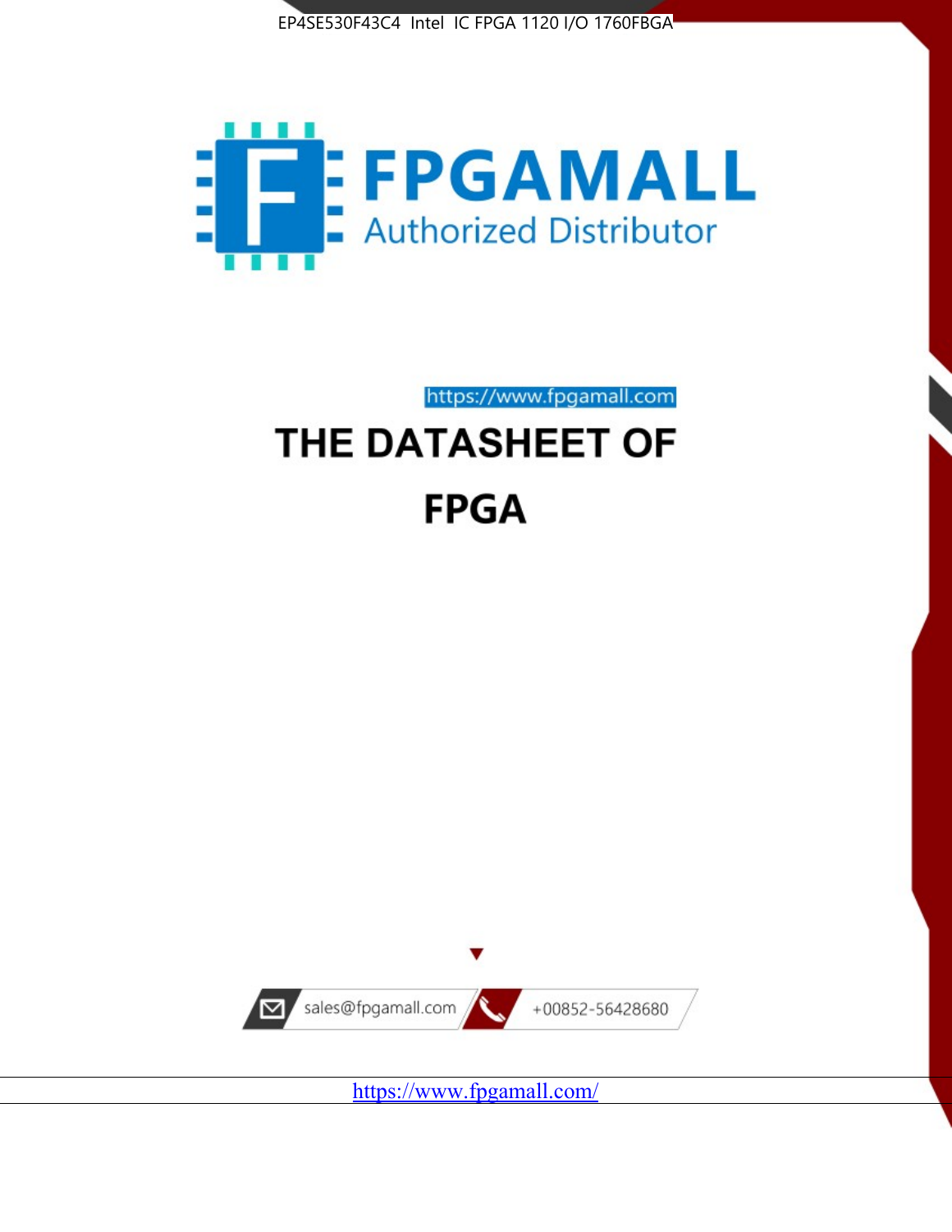EP4SE530F43C4 Intel IC FPGA 1120 I/O 1760FBGA

FPGAMALL

Authorized Distributor

https://www.fpgamall.com

# THE DATASHEET OF

# FPGA

sales@fpgamall.com

+00852-56428680

https://www.fpgamall.com/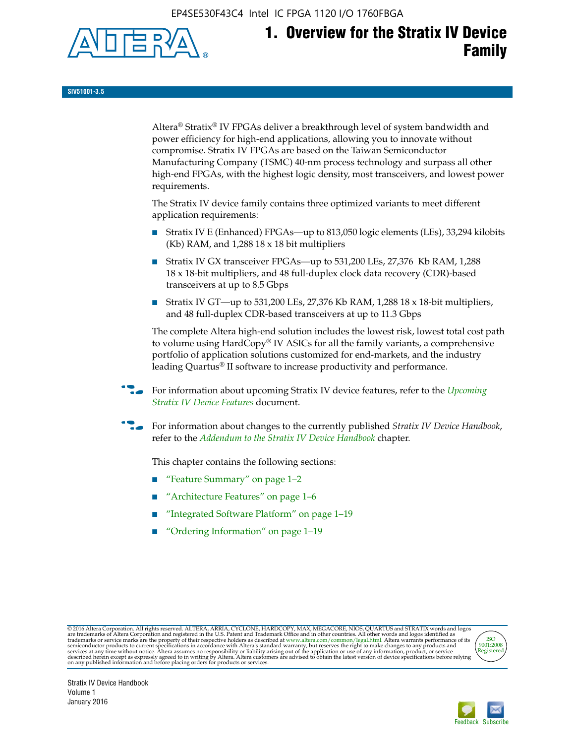# 1. Overview for the Stratix IV Device Family

SIV51001-3.5

Altera® Stratix® IV FPGAs deliver a breakthrough level of system bandwidth and power efficiency for high-end applications, allowing you to innovate without compromise. Stratix IV FPGAs are based on the Taiwan Semiconductor Manufacturing Company (TSMC) 40-nm process technology and surpass all other high-end FPGAs, with the highest logic density, most transceivers, and lowest power requirements.

The Stratix IV device family contains three optimized variants to meet different application requirements:

- Stratix IV E (Enhanced) FPGAs—up to 813,050 logic elements (LEs), 33,294 kilobits (Kb) RAM, and 1,288 18 x 18 bit multipliers
- Stratix IV GX transceiver FPGAs—up to 531,200 LEs, 27,376 Kb RAM, 1,288 18 x 18-bit multipliers, and 48 full-duplex clock data recovery (CDR)-based transceivers at up to 8.5 Gbps
- Stratix IV GT—up to 531,200 LEs, 27,376 Kb RAM, 1,288 18 x 18-bit multipliers, and 48 full-duplex CDR-based transceivers at up to 11.3 Gbps

The complete Altera high-end solution includes the lowest risk, lowest total cost path to volume using HardCopy® IV ASICs for all the family variants, a comprehensive portfolio of application solutions customized for end-markets, and the industry leading Quartus® II software to increase productivity and performance.

For information about upcoming Stratix IV device features, refer to the *Upcoming Stratix IV Device Features* document.

For information about changes to the currently published *Stratix IV Device Handbook*, refer to the *Addendum to the Stratix IV Device Handbook* chapter.

This chapter contains the following sections:

- "Feature Summary" on page 1–2
- "Architecture Features" on page 1–6
- "Integrated Software Platform" on page 1–19
- "Ordering Information" on page 1–19

© 2016 Altera Corporation. All rights reserved. ALTERA, ARRIA, CYCLONE, HARDCOPY, MAX, MEGACORE, NIOS, QUARTUS and STRATIX words and logos are trademarks of Altera Corporation and registered in the U.S. Patent and Trademark Office and in other countries. All other words and logos identified as trademarks or service marks are the property of their respective holders as described at www.altera.com/common/legal.html. Altera warrants performance of its semiconductor products to current specifications in accordance with Altera's standard warranty, but reserves the right to make changes to any products and services at any time without notice. Altera assumes no responsibility or liability arising out of the application or use of any information, product, or service described herein except as expressly agreed to in writing by Altera. Altera customers are advised to obtain the latest version of device specifications before relying on any published information and before placing orders for products or services.

ISO 9001:2008 Registered

Stratix IV Device Handbook
Volume 1
January 2016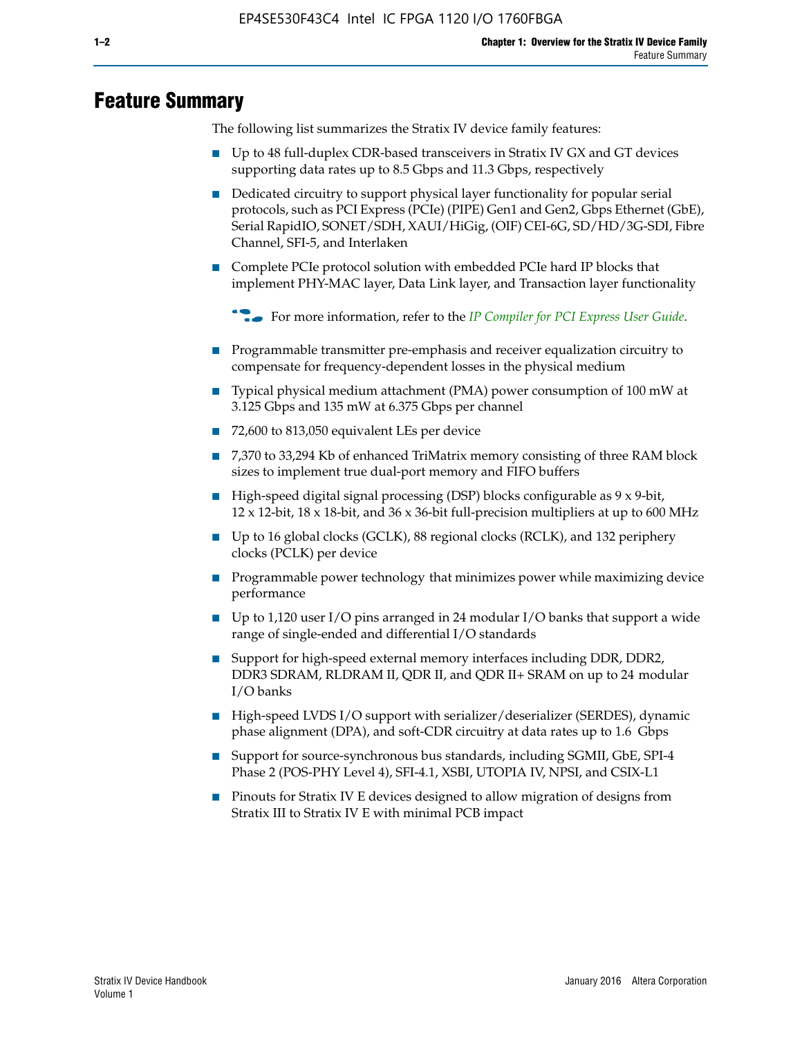# Feature Summary

The following list summarizes the Stratix IV device family features:

- Up to 48 full-duplex CDR-based transceivers in Stratix IV GX and GT devices supporting data rates up to 8.5 Gbps and 11.3 Gbps, respectively
- Dedicated circuitry to support physical layer functionality for popular serial protocols, such as PCI Express (PCIe) (PIPE) Gen1 and Gen2, Gbps Ethernet (GbE), Serial RapidIO, SONET/SDH, XAUI/HiGig, (OIF) CEI-6G, SD/HD/3G-SDI, Fibre Channel, SFI-5, and Interlaken
- Complete PCIe protocol solution with embedded PCIe hard IP blocks that implement PHY-MAC layer, Data Link layer, and Transaction layer functionality

  For more information, refer to the *IP Compiler for PCI Express User Guide*.

- Programmable transmitter pre-emphasis and receiver equalization circuitry to compensate for frequency-dependent losses in the physical medium
- Typical physical medium attachment (PMA) power consumption of 100 mW at 3.125 Gbps and 135 mW at 6.375 Gbps per channel
- 72,600 to 813,050 equivalent LEs per device
- 7,370 to 33,294 Kb of enhanced TriMatrix memory consisting of three RAM block sizes to implement true dual-port memory and FIFO buffers
- High-speed digital signal processing (DSP) blocks configurable as 9 x 9-bit, 12 x 12-bit, 18 x 18-bit, and 36 x 36-bit full-precision multipliers at up to 600 MHz
- Up to 16 global clocks (GCLK), 88 regional clocks (RCLK), and 132 periphery clocks (PCLK) per device
- Programmable power technology that minimizes power while maximizing device performance
- Up to 1,120 user I/O pins arranged in 24 modular I/O banks that support a wide range of single-ended and differential I/O standards
- Support for high-speed external memory interfaces including DDR, DDR2, DDR3 SDRAM, RLDRAM II, QDR II, and QDR II+ SRAM on up to 24 modular I/O banks
- High-speed LVDS I/O support with serializer/deserializer (SERDES), dynamic phase alignment (DPA), and soft-CDR circuitry at data rates up to 1.6 Gbps
- Support for source-synchronous bus standards, including SGMII, GbE, SPI-4 Phase 2 (POS-PHY Level 4), SFI-4.1, XSBI, UTOPIA IV, NPSI, and CSIX-L1
- Pinouts for Stratix IV E devices designed to allow migration of designs from Stratix III to Stratix IV E with minimal PCB impact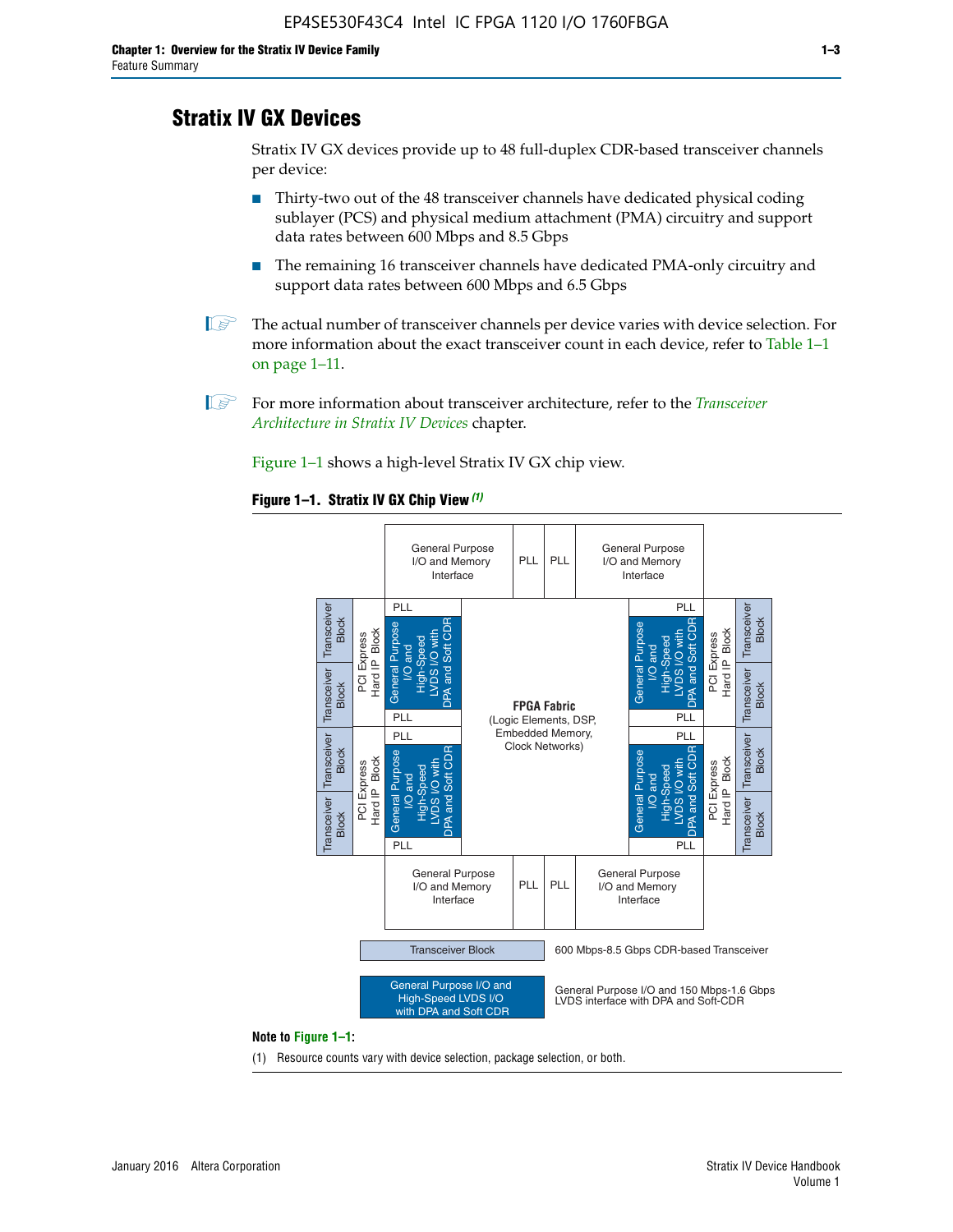## Stratix IV GX Devices

Stratix IV GX devices provide up to 48 full-duplex CDR-based transceiver channels per device:

- Thirty-two out of the 48 transceiver channels have dedicated physical coding sublayer (PCS) and physical medium attachment (PMA) circuitry and support data rates between 600 Mbps and 8.5 Gbps
- The remaining 16 transceiver channels have dedicated PMA-only circuitry and support data rates between 600 Mbps and 6.5 Gbps

The actual number of transceiver channels per device varies with device selection. For more information about the exact transceiver count in each device, refer to Table 1–1 on page 1–11.

For more information about transceiver architecture, refer to the *Transceiver Architecture in Stratix IV Devices* chapter.

Figure 1–1 shows a high-level Stratix IV GX chip view.

**Figure 1–1. Stratix IV GX Chip View (1)**

Transceiver Block — 600 Mbps-8.5 Gbps CDR-based Transceiver

General Purpose I/O and High-Speed LVDS I/O with DPA and Soft CDR — General Purpose I/O and 150 Mbps-1.6 Gbps LVDS interface with DPA and Soft-CDR

**Note to Figure 1–1:**

(1) Resource counts vary with device selection, package selection, or both.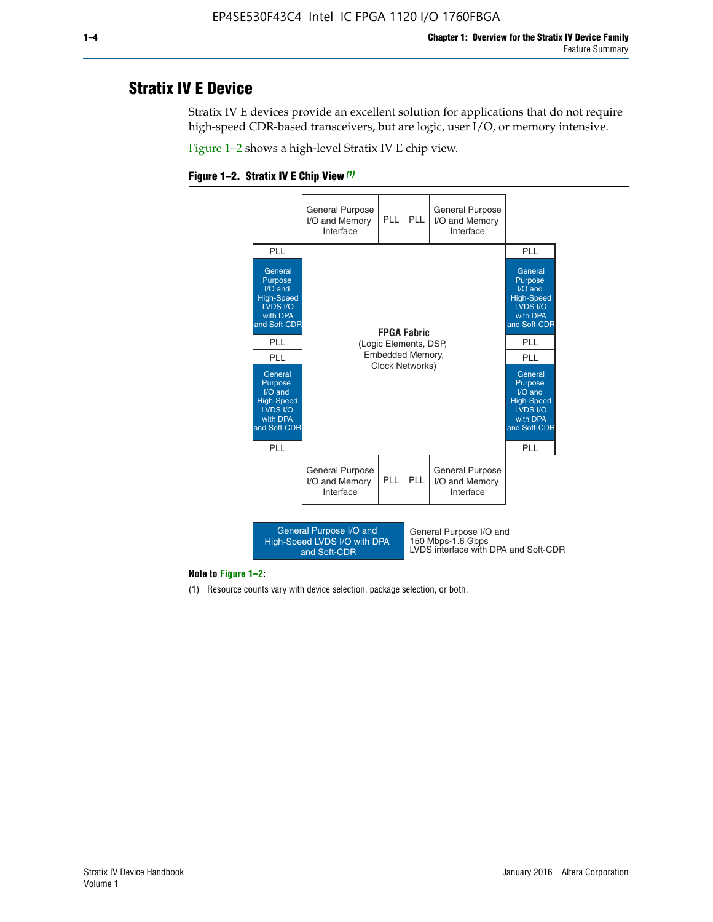## Stratix IV E Device

Stratix IV E devices provide an excellent solution for applications that do not require high-speed CDR-based transceivers, but are logic, user I/O, or memory intensive.

Figure 1–2 shows a high-level Stratix IV E chip view.

**Figure 1–2. Stratix IV E Chip View** *(1)*

| | General Purpose I/O and Memory Interface | PLL | PLL | General Purpose I/O and Memory Interface | |
|---|---|---|---|---|---|
| PLL | | | | | PLL |
| General Purpose I/O and High-Speed LVDS I/O with DPA and Soft-CDR | **FPGA Fabric** (Logic Elements, DSP, Embedded Memory, Clock Networks) | | | | General Purpose I/O and High-Speed LVDS I/O with DPA and Soft-CDR |
| PLL | | | | | PLL |
| PLL | | | | | PLL |
| General Purpose I/O and High-Speed LVDS I/O with DPA and Soft-CDR | | | | | General Purpose I/O and High-Speed LVDS I/O with DPA and Soft-CDR |
| PLL | | | | | PLL |
| | General Purpose I/O and Memory Interface | PLL | PLL | General Purpose I/O and Memory Interface | |

Legend: General Purpose I/O and High-Speed LVDS I/O with DPA and Soft-CDR — General Purpose I/O and 150 Mbps-1.6 Gbps LVDS interface with DPA and Soft-CDR

**Note to Figure 1–2:**

(1) Resource counts vary with device selection, package selection, or both.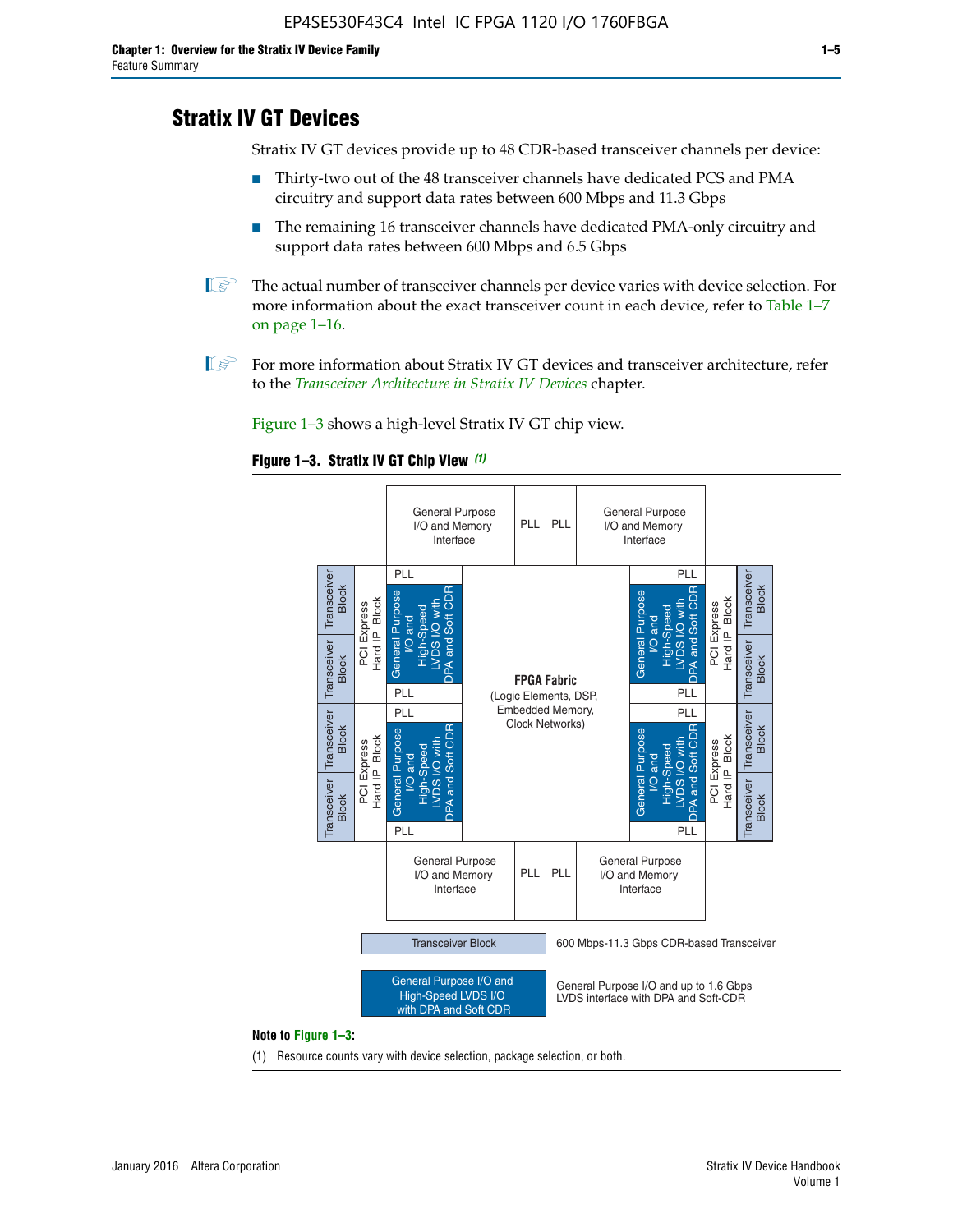# Stratix IV GT Devices

Stratix IV GT devices provide up to 48 CDR-based transceiver channels per device:

- Thirty-two out of the 48 transceiver channels have dedicated PCS and PMA circuitry and support data rates between 600 Mbps and 11.3 Gbps
- The remaining 16 transceiver channels have dedicated PMA-only circuitry and support data rates between 600 Mbps and 6.5 Gbps

The actual number of transceiver channels per device varies with device selection. For more information about the exact transceiver count in each device, refer to Table 1–7 on page 1–16.

For more information about Stratix IV GT devices and transceiver architecture, refer to the *Transceiver Architecture in Stratix IV Devices* chapter.

Figure 1–3 shows a high-level Stratix IV GT chip view.

**Figure 1–3. Stratix IV GT Chip View** *(1)*

General Purpose I/O and Memory Interface | PLL | PLL | General Purpose I/O and Memory Interface

Transceiver Block | Transceiver Block | PCI Express Hard IP Block | PLL | General Purpose I/O and High-Speed LVDS I/O with DPA and Soft CDR | PLL

**FPGA Fabric** (Logic Elements, DSP, Embedded Memory, Clock Networks)

Transceiver Block: 600 Mbps-11.3 Gbps CDR-based Transceiver

General Purpose I/O and High-Speed LVDS I/O with DPA and Soft CDR: General Purpose I/O and up to 1.6 Gbps LVDS interface with DPA and Soft-CDR

**Note to Figure 1–3:**

(1) Resource counts vary with device selection, package selection, or both.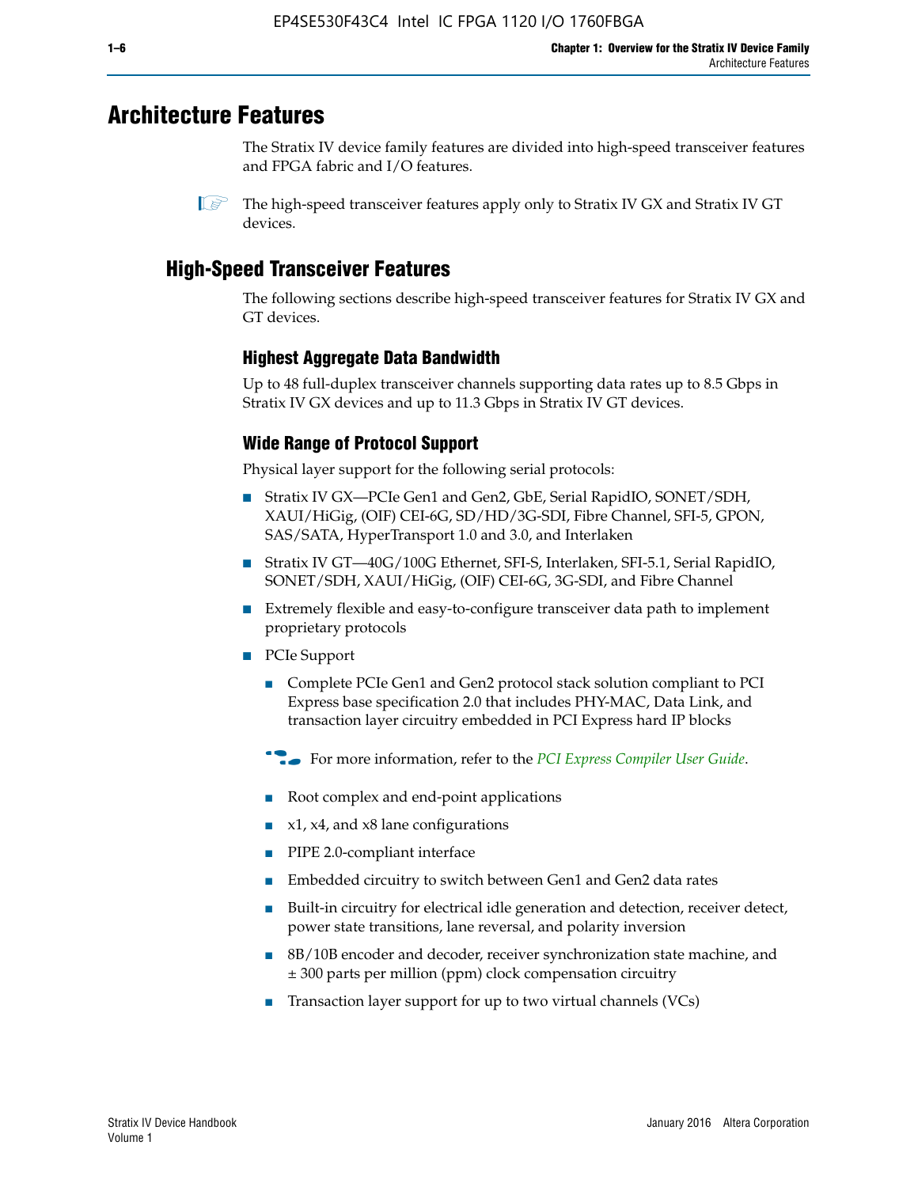# Architecture Features

The Stratix IV device family features are divided into high-speed transceiver features and FPGA fabric and I/O features.

The high-speed transceiver features apply only to Stratix IV GX and Stratix IV GT devices.

## High-Speed Transceiver Features

The following sections describe high-speed transceiver features for Stratix IV GX and GT devices.

### Highest Aggregate Data Bandwidth

Up to 48 full-duplex transceiver channels supporting data rates up to 8.5 Gbps in Stratix IV GX devices and up to 11.3 Gbps in Stratix IV GT devices.

### Wide Range of Protocol Support

Physical layer support for the following serial protocols:

- Stratix IV GX—PCIe Gen1 and Gen2, GbE, Serial RapidIO, SONET/SDH, XAUI/HiGig, (OIF) CEI-6G, SD/HD/3G-SDI, Fibre Channel, SFI-5, GPON, SAS/SATA, HyperTransport 1.0 and 3.0, and Interlaken
- Stratix IV GT—40G/100G Ethernet, SFI-S, Interlaken, SFI-5.1, Serial RapidIO, SONET/SDH, XAUI/HiGig, (OIF) CEI-6G, 3G-SDI, and Fibre Channel
- Extremely flexible and easy-to-configure transceiver data path to implement proprietary protocols
- PCIe Support
  - Complete PCIe Gen1 and Gen2 protocol stack solution compliant to PCI Express base specification 2.0 that includes PHY-MAC, Data Link, and transaction layer circuitry embedded in PCI Express hard IP blocks

  For more information, refer to the *PCI Express Compiler User Guide*.

  - Root complex and end-point applications
  - x1, x4, and x8 lane configurations
  - PIPE 2.0-compliant interface
  - Embedded circuitry to switch between Gen1 and Gen2 data rates
  - Built-in circuitry for electrical idle generation and detection, receiver detect, power state transitions, lane reversal, and polarity inversion
  - 8B/10B encoder and decoder, receiver synchronization state machine, and ± 300 parts per million (ppm) clock compensation circuitry
  - Transaction layer support for up to two virtual channels (VCs)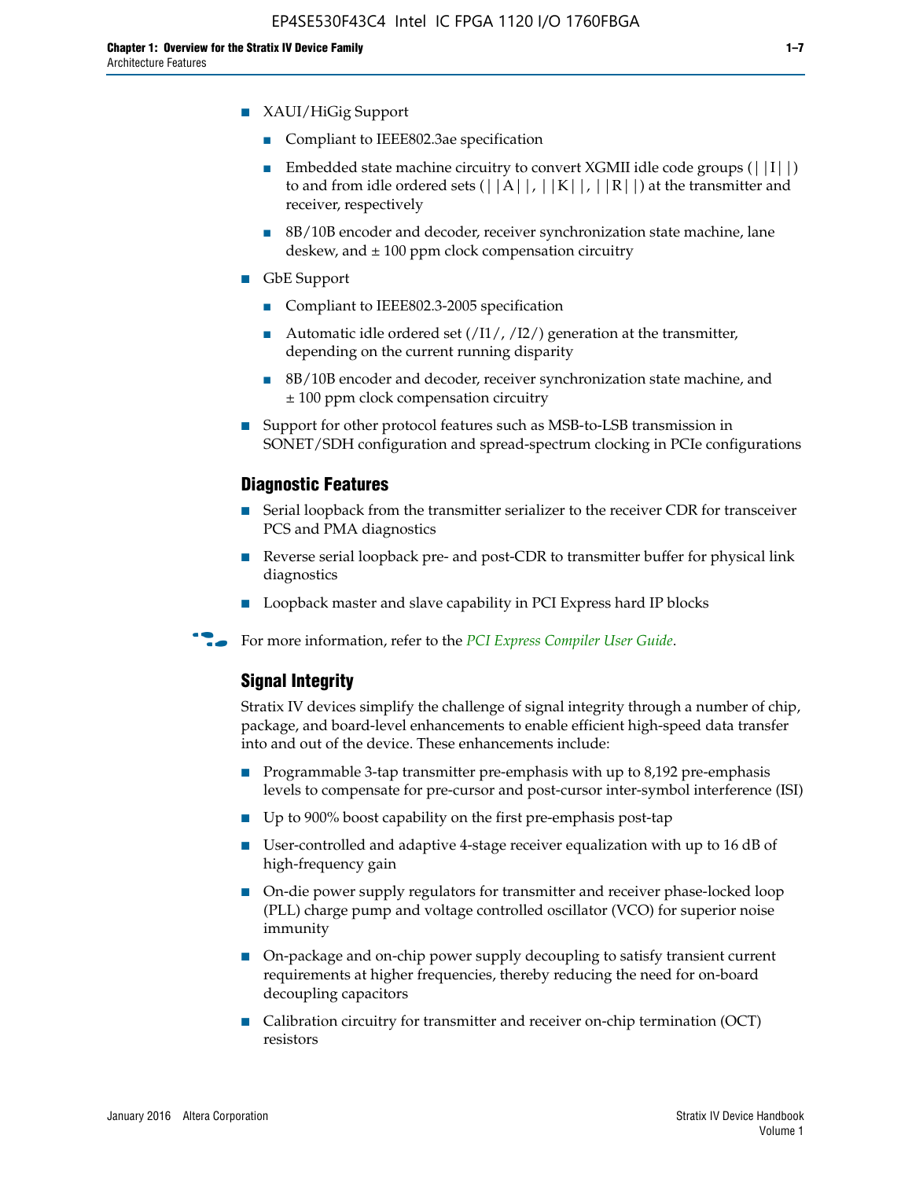- XAUI/HiGig Support
  - Compliant to IEEE802.3ae specification
  - Embedded state machine circuitry to convert XGMII idle code groups (||I||) to and from idle ordered sets (||A||, ||K||, ||R||) at the transmitter and receiver, respectively
  - 8B/10B encoder and decoder, receiver synchronization state machine, lane deskew, and ± 100 ppm clock compensation circuitry
- GbE Support
  - Compliant to IEEE802.3-2005 specification
  - Automatic idle ordered set (/I1/, /I2/) generation at the transmitter, depending on the current running disparity
  - 8B/10B encoder and decoder, receiver synchronization state machine, and ± 100 ppm clock compensation circuitry
- Support for other protocol features such as MSB-to-LSB transmission in SONET/SDH configuration and spread-spectrum clocking in PCIe configurations

## Diagnostic Features

- Serial loopback from the transmitter serializer to the receiver CDR for transceiver PCS and PMA diagnostics
- Reverse serial loopback pre- and post-CDR to transmitter buffer for physical link diagnostics
- Loopback master and slave capability in PCI Express hard IP blocks

For more information, refer to the *PCI Express Compiler User Guide*.

## Signal Integrity

Stratix IV devices simplify the challenge of signal integrity through a number of chip, package, and board-level enhancements to enable efficient high-speed data transfer into and out of the device. These enhancements include:

- Programmable 3-tap transmitter pre-emphasis with up to 8,192 pre-emphasis levels to compensate for pre-cursor and post-cursor inter-symbol interference (ISI)
- Up to 900% boost capability on the first pre-emphasis post-tap
- User-controlled and adaptive 4-stage receiver equalization with up to 16 dB of high-frequency gain
- On-die power supply regulators for transmitter and receiver phase-locked loop (PLL) charge pump and voltage controlled oscillator (VCO) for superior noise immunity
- On-package and on-chip power supply decoupling to satisfy transient current requirements at higher frequencies, thereby reducing the need for on-board decoupling capacitors
- Calibration circuitry for transmitter and receiver on-chip termination (OCT) resistors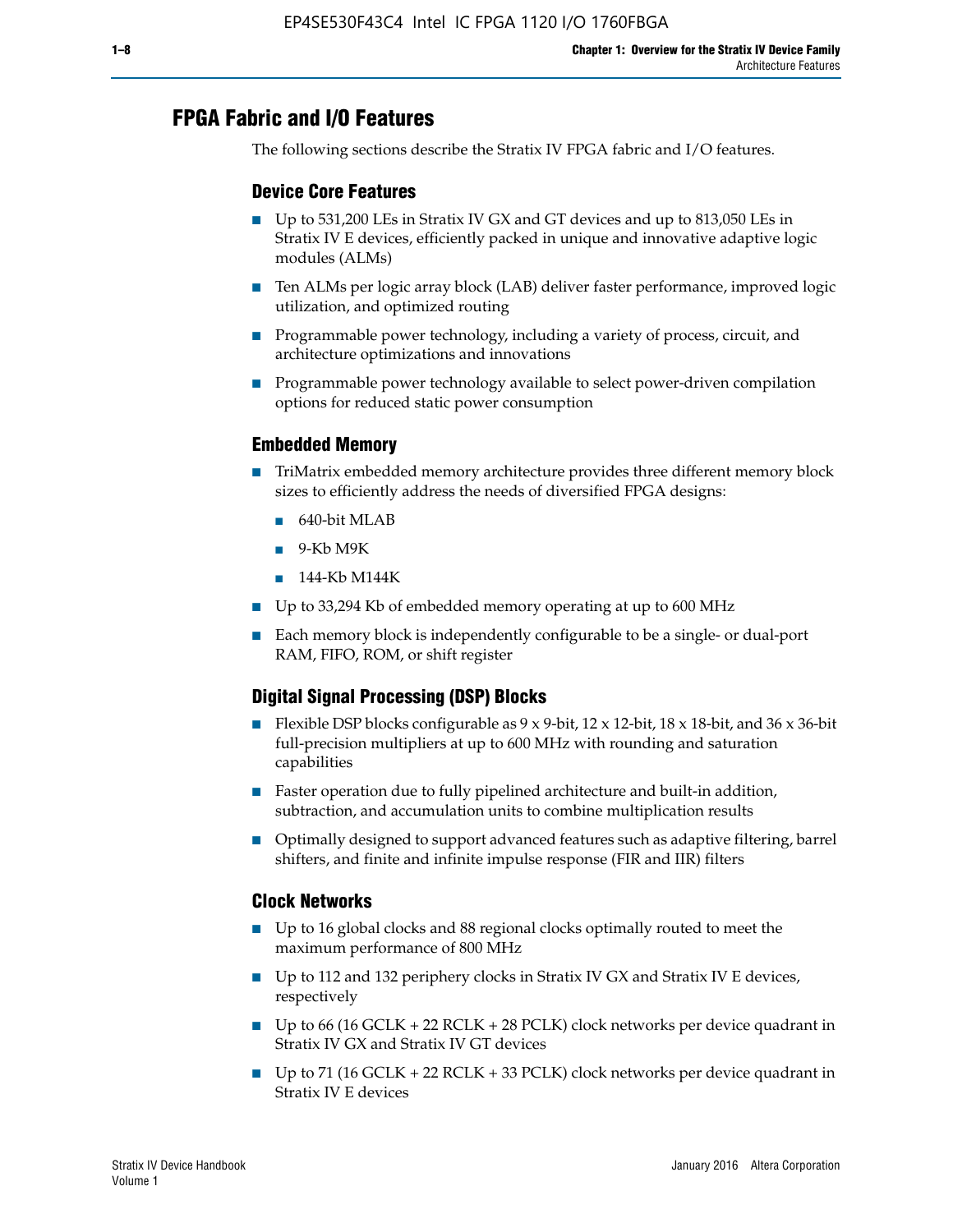## FPGA Fabric and I/O Features

The following sections describe the Stratix IV FPGA fabric and I/O features.

### Device Core Features

- Up to 531,200 LEs in Stratix IV GX and GT devices and up to 813,050 LEs in Stratix IV E devices, efficiently packed in unique and innovative adaptive logic modules (ALMs)
- Ten ALMs per logic array block (LAB) deliver faster performance, improved logic utilization, and optimized routing
- Programmable power technology, including a variety of process, circuit, and architecture optimizations and innovations
- Programmable power technology available to select power-driven compilation options for reduced static power consumption

### Embedded Memory

- TriMatrix embedded memory architecture provides three different memory block sizes to efficiently address the needs of diversified FPGA designs:
  - 640-bit MLAB
  - 9-Kb M9K
  - 144-Kb M144K
- Up to 33,294 Kb of embedded memory operating at up to 600 MHz
- Each memory block is independently configurable to be a single- or dual-port RAM, FIFO, ROM, or shift register

### Digital Signal Processing (DSP) Blocks

- Flexible DSP blocks configurable as 9 x 9-bit, 12 x 12-bit, 18 x 18-bit, and 36 x 36-bit full-precision multipliers at up to 600 MHz with rounding and saturation capabilities
- Faster operation due to fully pipelined architecture and built-in addition, subtraction, and accumulation units to combine multiplication results
- Optimally designed to support advanced features such as adaptive filtering, barrel shifters, and finite and infinite impulse response (FIR and IIR) filters

### Clock Networks

- Up to 16 global clocks and 88 regional clocks optimally routed to meet the maximum performance of 800 MHz
- Up to 112 and 132 periphery clocks in Stratix IV GX and Stratix IV E devices, respectively
- Up to 66 (16 GCLK + 22 RCLK + 28 PCLK) clock networks per device quadrant in Stratix IV GX and Stratix IV GT devices
- Up to 71 (16 GCLK + 22 RCLK + 33 PCLK) clock networks per device quadrant in Stratix IV E devices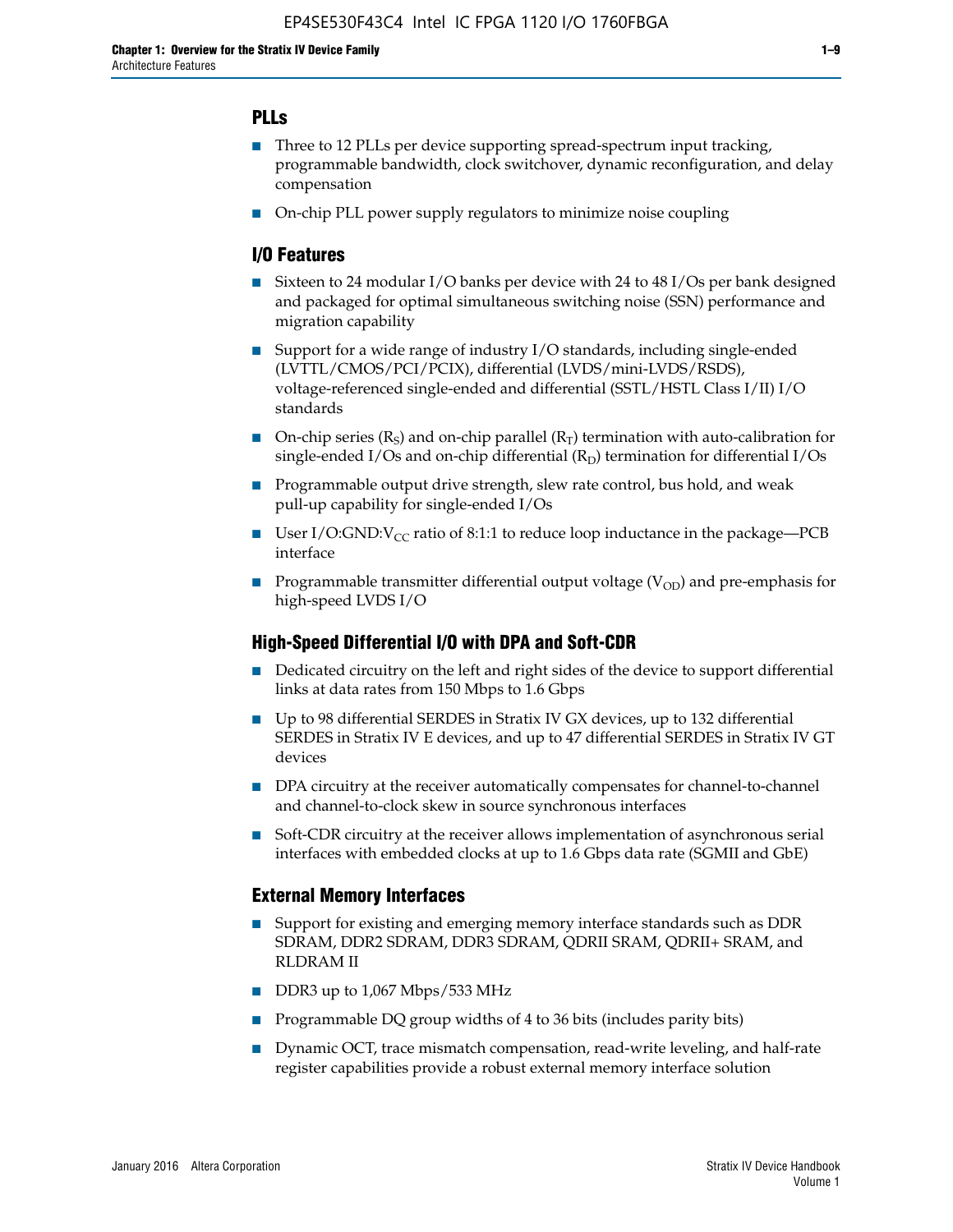## PLLs

- Three to 12 PLLs per device supporting spread-spectrum input tracking, programmable bandwidth, clock switchover, dynamic reconfiguration, and delay compensation
- On-chip PLL power supply regulators to minimize noise coupling

## I/O Features

- Sixteen to 24 modular I/O banks per device with 24 to 48 I/Os per bank designed and packaged for optimal simultaneous switching noise (SSN) performance and migration capability
- Support for a wide range of industry I/O standards, including single-ended (LVTTL/CMOS/PCI/PCIX), differential (LVDS/mini-LVDS/RSDS), voltage-referenced single-ended and differential (SSTL/HSTL Class I/II) I/O standards
- On-chip series ($R_S$) and on-chip parallel ($R_T$) termination with auto-calibration for single-ended I/Os and on-chip differential ($R_D$) termination for differential I/Os
- Programmable output drive strength, slew rate control, bus hold, and weak pull-up capability for single-ended I/Os
- User I/O:GND:$V_{CC}$ ratio of 8:1:1 to reduce loop inductance in the package—PCB interface
- Programmable transmitter differential output voltage ($V_{OD}$) and pre-emphasis for high-speed LVDS I/O

## High-Speed Differential I/O with DPA and Soft-CDR

- Dedicated circuitry on the left and right sides of the device to support differential links at data rates from 150 Mbps to 1.6 Gbps
- Up to 98 differential SERDES in Stratix IV GX devices, up to 132 differential SERDES in Stratix IV E devices, and up to 47 differential SERDES in Stratix IV GT devices
- DPA circuitry at the receiver automatically compensates for channel-to-channel and channel-to-clock skew in source synchronous interfaces
- Soft-CDR circuitry at the receiver allows implementation of asynchronous serial interfaces with embedded clocks at up to 1.6 Gbps data rate (SGMII and GbE)

## External Memory Interfaces

- Support for existing and emerging memory interface standards such as DDR SDRAM, DDR2 SDRAM, DDR3 SDRAM, QDRII SRAM, QDRII+ SRAM, and RLDRAM II
- DDR3 up to 1,067 Mbps/533 MHz
- Programmable DQ group widths of 4 to 36 bits (includes parity bits)
- Dynamic OCT, trace mismatch compensation, read-write leveling, and half-rate register capabilities provide a robust external memory interface solution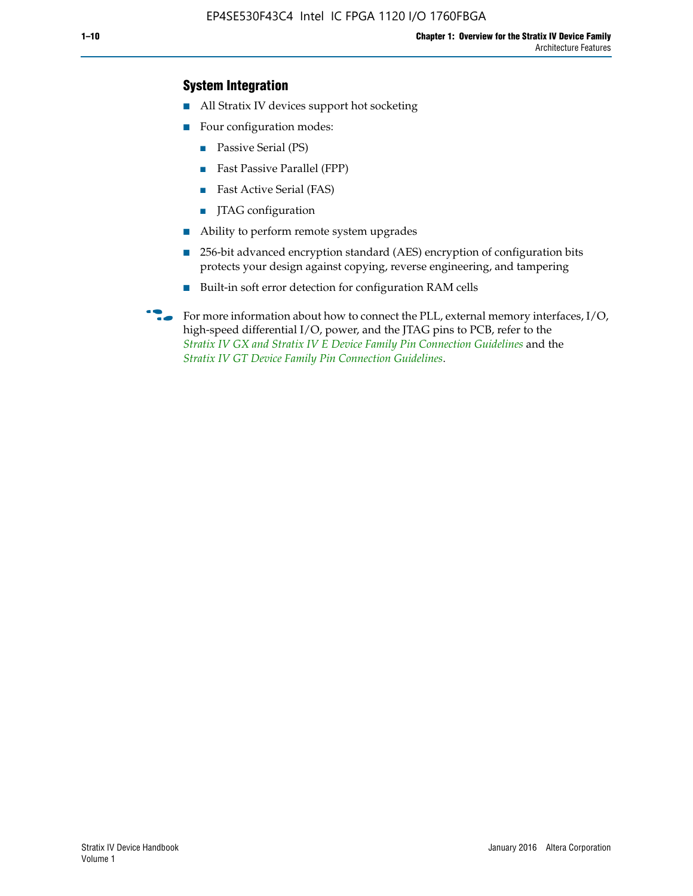### System Integration

- All Stratix IV devices support hot socketing
- Four configuration modes:
  - Passive Serial (PS)
  - Fast Passive Parallel (FPP)
  - Fast Active Serial (FAS)
  - JTAG configuration
- Ability to perform remote system upgrades
- 256-bit advanced encryption standard (AES) encryption of configuration bits protects your design against copying, reverse engineering, and tampering
- Built-in soft error detection for configuration RAM cells

For more information about how to connect the PLL, external memory interfaces, I/O, high-speed differential I/O, power, and the JTAG pins to PCB, refer to the *Stratix IV GX and Stratix IV E Device Family Pin Connection Guidelines* and the *Stratix IV GT Device Family Pin Connection Guidelines*.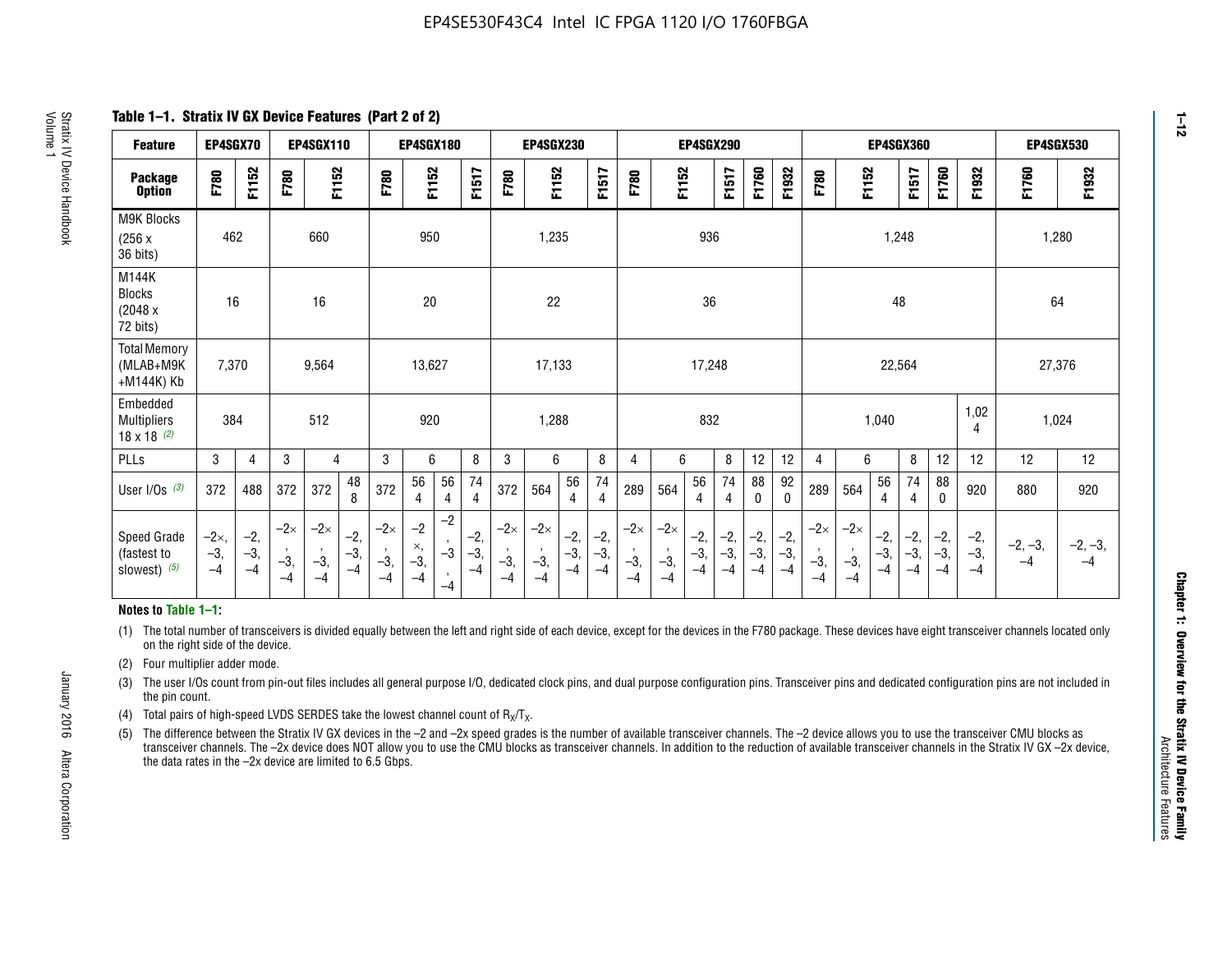**Table 1–1. Stratix IV GX Device Features (Part 2 of 2)**

| Feature | EP4SGX70 | | EP4SGX110 | | | EP4SGX180 | | | | EP4SGX230 | | | | EP4SGX290 | | | | | | EP4SGX360 | | | | | | EP4SGX530 | |
|---|---|---|---|---|---|---|---|---|---|---|---|---|---|---|---|---|---|---|---|---|---|---|---|---|---|---|---|
| Package Option | F780 | F1152 | F780 | F1152 | | F780 | F1152 | | F1517 | F780 | F1152 | | F1517 | F780 | F1152 | | F1517 | F1760 | F1932 | F780 | F1152 | | F1517 | F1760 | F1932 | F1760 | F1932 |
| M9K Blocks (256 x 36 bits) | 462 | | 660 | | | 950 | | | | 1,235 | | | | 936 | | | | | | 1,248 | | | | | | 1,280 | |
| M144K Blocks (2048 x 72 bits) | 16 | | 16 | | | 20 | | | | 22 | | | | 36 | | | | | | 48 | | | | | | 64 | |
| Total Memory (MLAB+M9K +M144K) Kb | 7,370 | | 9,564 | | | 13,627 | | | | 17,133 | | | | 17,248 | | | | | | 22,564 | | | | | | 27,376 | |
| Embedded Multipliers 18 x 18 (2) | 384 | | 512 | | | 920 | | | | 1,288 | | | | 832 | | | | | | 1,040 | | | | | 1,024 | 1,024 | |
| PLLs | 3 | 4 | 3 | 4 | | 3 | 6 | | 8 | 3 | 6 | | 8 | 4 | 6 | | 8 | 12 | 12 | 4 | 6 | | 8 | 12 | 12 | 12 | 12 |
| User I/Os (3) | 372 | 488 | 372 | 372 | 488 | 372 | 564 | 564 | 744 | 372 | 564 | 564 | 744 | 289 | 564 | 564 | 744 | 880 | 920 | 289 | 564 | 564 | 744 | 880 | 920 | 880 | 920 |
| Speed Grade (fastest to slowest) (5) | −2×, −3, −4 | −2, −3, −4 | −2×, −3, −4 | −2×, −3, −4 | −2, −3, −4 | −2×, −3, −4 | −2×, −3, −4 | −2, −3, −4 | −2, −3, −4 | −2×, −3, −4 | −2×, −3, −4 | −2, −3, −4 | −2, −3, −4 | −2×, −3, −4 | −2×, −3, −4 | −2, −3, −4 | −2, −3, −4 | −2, −3, −4 | −2, −3, −4 | −2×, −3, −4 | −2×, −3, −4 | −2, −3, −4 | −2, −3, −4 | −2, −3, −4 | −2, −3, −4 | −2, −3, −4 | −2, −3, −4 |

**Notes to Table 1–1:**

(1) The total number of transceivers is divided equally between the left and right side of each device, except for the devices in the F780 package. These devices have eight transceiver channels located only on the right side of the device.

(2) Four multiplier adder mode.

(3) The user I/Os count from pin-out files includes all general purpose I/O, dedicated clock pins, and dual purpose configuration pins. Transceiver pins and dedicated configuration pins are not included in the pin count.

(4) Total pairs of high-speed LVDS SERDES take the lowest channel count of $R_X/T_X$.

(5) The difference between the Stratix IV GX devices in the −2 and −2x speed grades is the number of available transceiver channels. The −2 device allows you to use the transceiver CMU blocks as transceiver channels. The −2x device does NOT allow you to use the CMU blocks as transceiver channels. In addition to the reduction of available transceiver channels in the Stratix IV GX −2x device, the data rates in the −2x device are limited to 6.5 Gbps.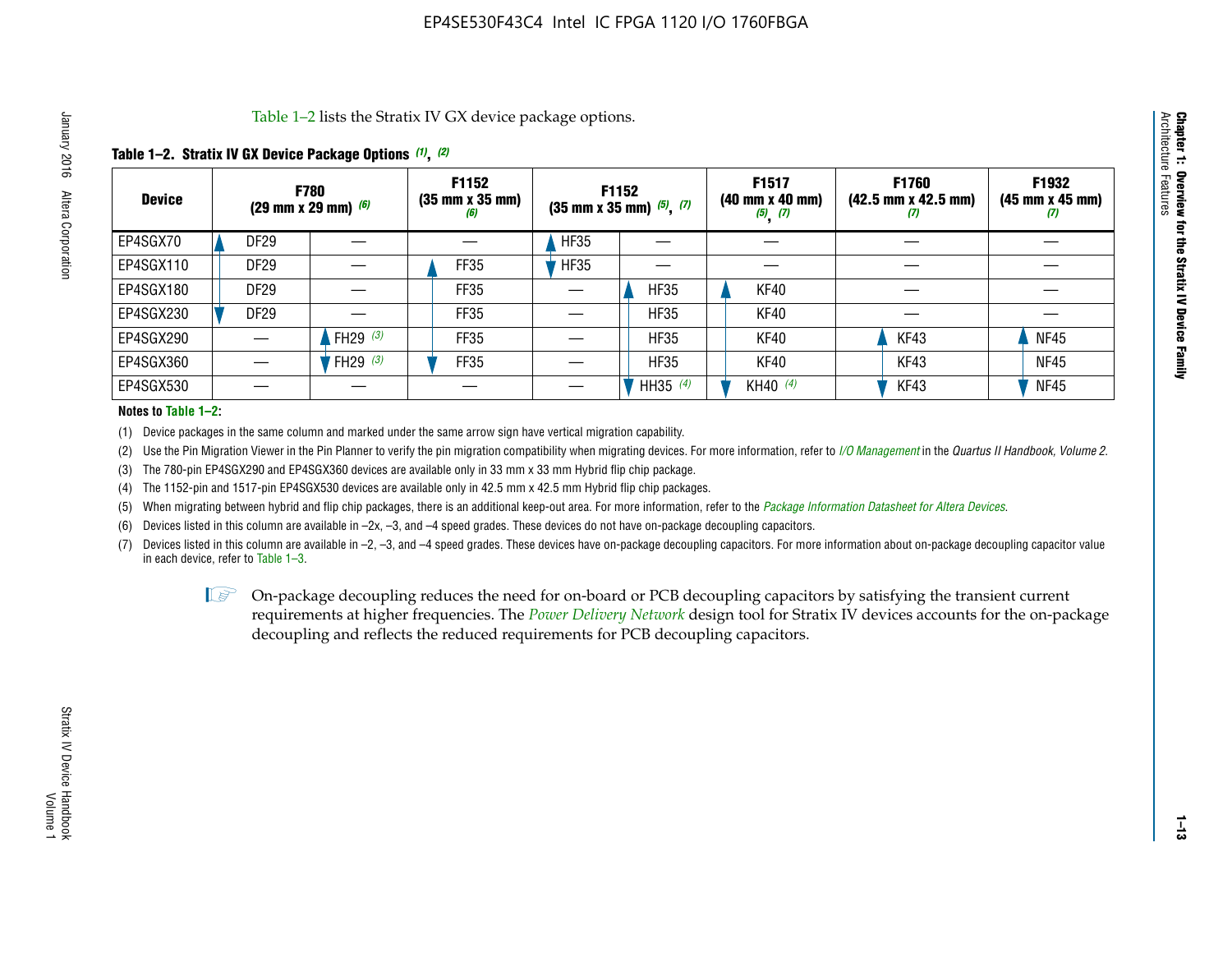Table 1–2 lists the Stratix IV GX device package options.

**Table 1–2. Stratix IV GX Device Package Options (1), (2)**

| Device | F780 (29 mm x 29 mm) (6) | | F1152 (35 mm x 35 mm) (6) | F1152 (35 mm x 35 mm) (5), (7) | | F1517 (40 mm x 40 mm) (5), (7) | F1760 (42.5 mm x 42.5 mm) (7) | F1932 (45 mm x 45 mm) (7) |
|---|---|---|---|---|---|---|---|---|
| EP4SGX70 | DF29 | — | — | HF35 | — | — | — | — |
| EP4SGX110 | DF29 | — | FF35 | HF35 | — | — | — | — |
| EP4SGX180 | DF29 | — | FF35 | — | HF35 | KF40 | — | — |
| EP4SGX230 | DF29 | — | FF35 | — | HF35 | KF40 | — | — |
| EP4SGX290 | — | FH29 (3) | FF35 | — | HF35 | KF40 | KF43 | NF45 |
| EP4SGX360 | — | FH29 (3) | FF35 | — | HF35 | KF40 | KF43 | NF45 |
| EP4SGX530 | — | — | — | — | HH35 (4) | KH40 (4) | KF43 | NF45 |

**Notes to Table 1–2:**

(1) Device packages in the same column and marked under the same arrow sign have vertical migration capability.

(2) Use the Pin Migration Viewer in the Pin Planner to verify the pin migration compatibility when migrating devices. For more information, refer to *I/O Management* in the *Quartus II Handbook, Volume 2*.

(3) The 780-pin EP4SGX290 and EP4SGX360 devices are available only in 33 mm x 33 mm Hybrid flip chip package.

(4) The 1152-pin and 1517-pin EP4SGX530 devices are available only in 42.5 mm x 42.5 mm Hybrid flip chip packages.

(5) When migrating between hybrid and flip chip packages, there is an additional keep-out area. For more information, refer to the *Package Information Datasheet for Altera Devices*.

(6) Devices listed in this column are available in –2x, –3, and –4 speed grades. These devices do not have on-package decoupling capacitors.

(7) Devices listed in this column are available in –2, –3, and –4 speed grades. These devices have on-package decoupling capacitors. For more information about on-package decoupling capacitor value in each device, refer to Table 1–3.

On-package decoupling reduces the need for on-board or PCB decoupling capacitors by satisfying the transient current requirements at higher frequencies. The *Power Delivery Network* design tool for Stratix IV devices accounts for the on-package decoupling and reflects the reduced requirements for PCB decoupling capacitors.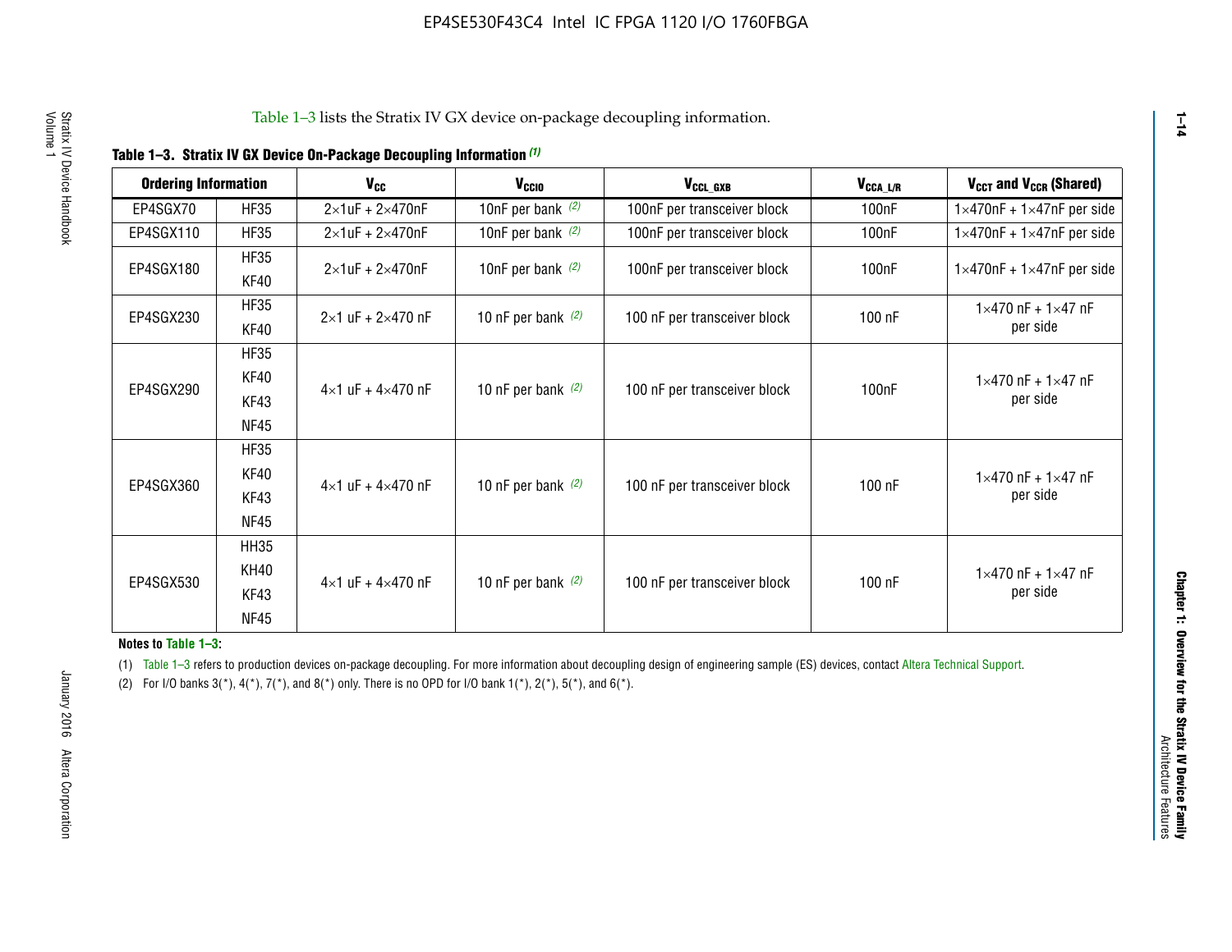Table 1–3 lists the Stratix IV GX device on-package decoupling information.

**Table 1–3. Stratix IV GX Device On-Package Decoupling Information (1)**

| Ordering Information | | $V_{CC}$ | $V_{CCIO}$ | $V_{CCL\_GXB}$ | $V_{CCA\_L/R}$ | $V_{CCT}$ and $V_{CCR}$ (Shared) |
|---|---|---|---|---|---|---|
| EP4SGX70 | HF35 | 2×1uF + 2×470nF | 10nF per bank (2) | 100nF per transceiver block | 100nF | 1×470nF + 1×47nF per side |
| EP4SGX110 | HF35 | 2×1uF + 2×470nF | 10nF per bank (2) | 100nF per transceiver block | 100nF | 1×470nF + 1×47nF per side |
| EP4SGX180 | HF35<br>KF40 | 2×1uF + 2×470nF | 10nF per bank (2) | 100nF per transceiver block | 100nF | 1×470nF + 1×47nF per side |
| EP4SGX230 | HF35<br>KF40 | 2×1 uF + 2×470 nF | 10 nF per bank (2) | 100 nF per transceiver block | 100 nF | 1×470 nF + 1×47 nF per side |
| EP4SGX290 | HF35<br>KF40<br>KF43<br>NF45 | 4×1 uF + 4×470 nF | 10 nF per bank (2) | 100 nF per transceiver block | 100nF | 1×470 nF + 1×47 nF per side |
| EP4SGX360 | HF35<br>KF40<br>KF43<br>NF45 | 4×1 uF + 4×470 nF | 10 nF per bank (2) | 100 nF per transceiver block | 100 nF | 1×470 nF + 1×47 nF per side |
| EP4SGX530 | HH35<br>KH40<br>KF43<br>NF45 | 4×1 uF + 4×470 nF | 10 nF per bank (2) | 100 nF per transceiver block | 100 nF | 1×470 nF + 1×47 nF per side |

**Notes to Table 1–3:**

(1) Table 1–3 refers to production devices on-package decoupling. For more information about decoupling design of engineering sample (ES) devices, contact Altera Technical Support.

(2) For I/O banks 3(*), 4(*), 7(*), and 8(*) only. There is no OPD for I/O bank 1(*), 2(*), 5(*), and 6(*).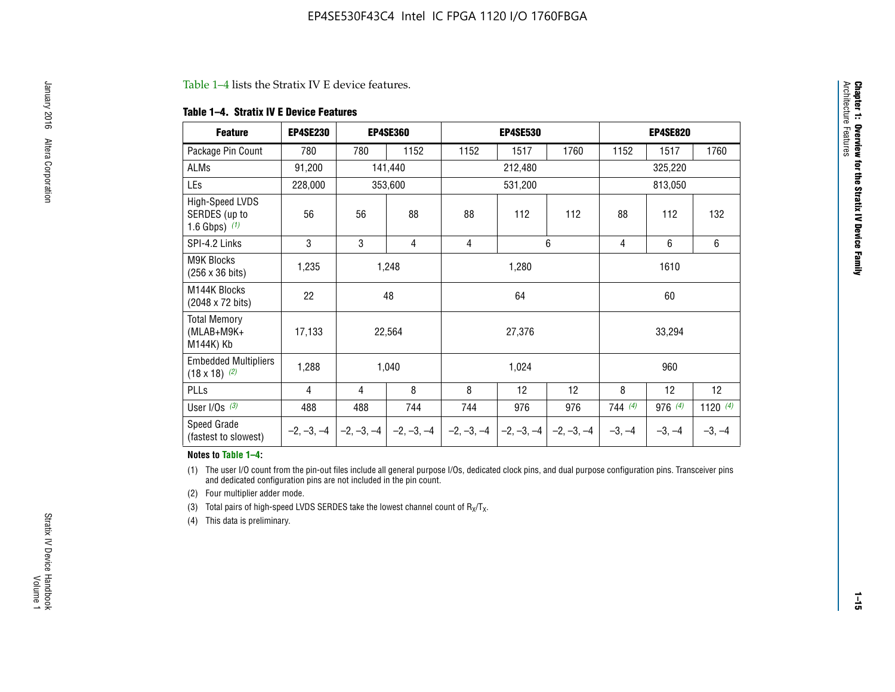Table 1–4 lists the Stratix IV E device features.

**Table 1–4. Stratix IV E Device Features**

| Feature | EP4SE230 | EP4SE360 | | EP4SE530 | | | EP4SE820 | | |
|---|---|---|---|---|---|---|---|---|---|
| Package Pin Count | 780 | 780 | 1152 | 1152 | 1517 | 1760 | 1152 | 1517 | 1760 |
| ALMs | 91,200 | 141,440 | | 212,480 | | | 325,220 | | |
| LEs | 228,000 | 353,600 | | 531,200 | | | 813,050 | | |
| High-Speed LVDS SERDES (up to 1.6 Gbps) (1) | 56 | 56 | 88 | 88 | 112 | 112 | 88 | 112 | 132 |
| SPI-4.2 Links | 3 | 3 | 4 | 4 | 6 | | 4 | 6 | 6 |
| M9K Blocks (256 x 36 bits) | 1,235 | 1,248 | | 1,280 | | | 1610 | | |
| M144K Blocks (2048 x 72 bits) | 22 | 48 | | 64 | | | 60 | | |
| Total Memory (MLAB+M9K+ M144K) Kb | 17,133 | 22,564 | | 27,376 | | | 33,294 | | |
| Embedded Multipliers (18 x 18) (2) | 1,288 | 1,040 | | 1,024 | | | 960 | | |
| PLLs | 4 | 4 | 8 | 8 | 12 | 12 | 8 | 12 | 12 |
| User I/Os (3) | 488 | 488 | 744 | 744 | 976 | 976 | 744 (4) | 976 (4) | 1120 (4) |
| Speed Grade (fastest to slowest) | –2, –3, –4 | –2, –3, –4 | –2, –3, –4 | –2, –3, –4 | –2, –3, –4 | –2, –3, –4 | –3, –4 | –3, –4 | –3, –4 |

**Notes to Table 1–4:**

(1) The user I/O count from the pin-out files include all general purpose I/Os, dedicated clock pins, and dual purpose configuration pins. Transceiver pins and dedicated configuration pins are not included in the pin count.

(2) Four multiplier adder mode.

(3) Total pairs of high-speed LVDS SERDES take the lowest channel count of $R_X/T_X$.

(4) This data is preliminary.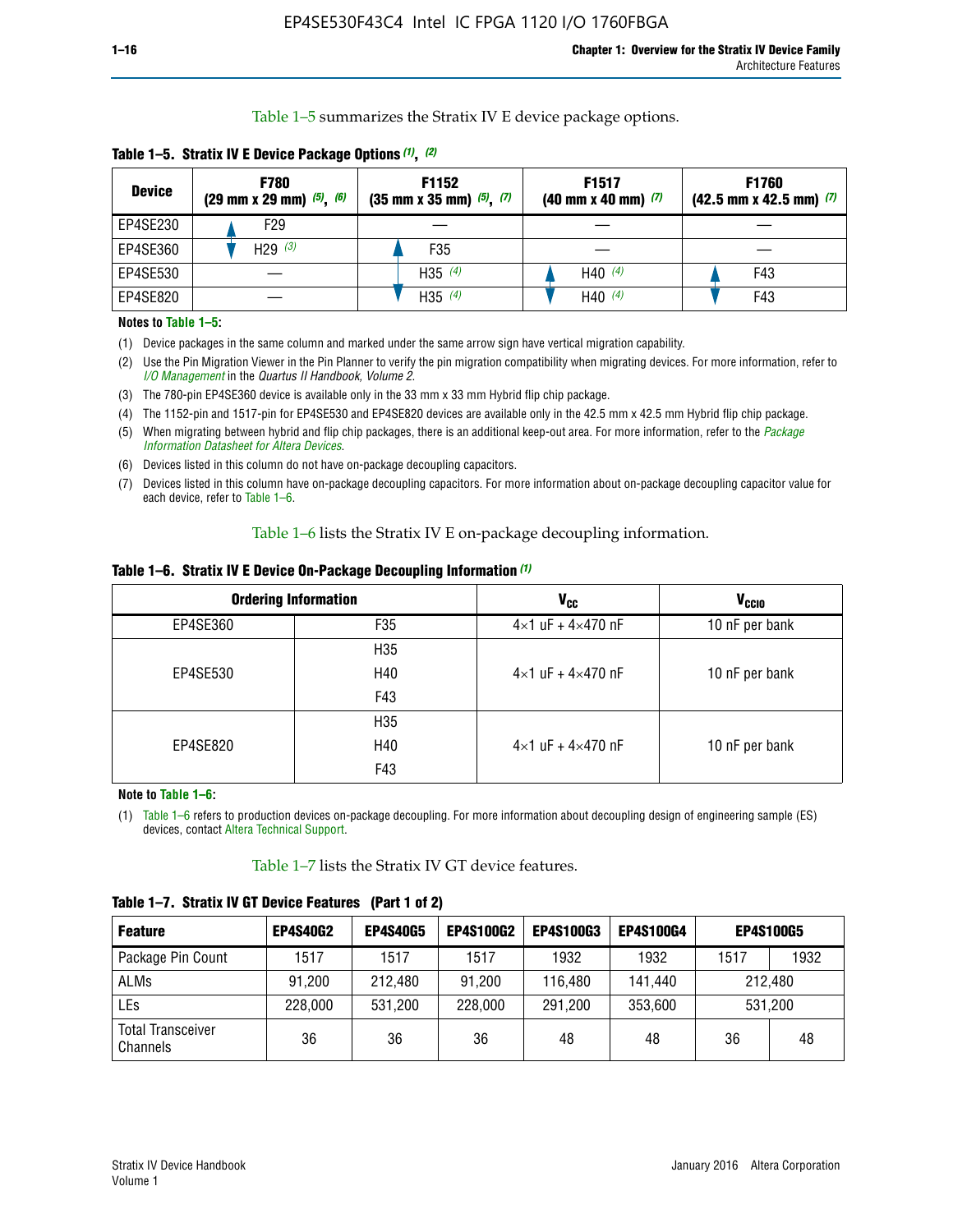Table 1–5 summarizes the Stratix IV E device package options.

**Table 1–5. Stratix IV E Device Package Options (1), (2)**

| Device | F780 (29 mm x 29 mm) (5), (6) | F1152 (35 mm x 35 mm) (5), (7) | F1517 (40 mm x 40 mm) (7) | F1760 (42.5 mm x 42.5 mm) (7) |
|---|---|---|---|---|
| EP4SE230 | F29 | — | — | — |
| EP4SE360 | H29 (3) | F35 | — | — |
| EP4SE530 | — | H35 (4) | H40 (4) | F43 |
| EP4SE820 | — | H35 (4) | H40 (4) | F43 |

**Notes to Table 1–5:**

(1) Device packages in the same column and marked under the same arrow sign have vertical migration capability.

(2) Use the Pin Migration Viewer in the Pin Planner to verify the pin migration compatibility when migrating devices. For more information, refer to *I/O Management* in the *Quartus II Handbook, Volume 2*.

(3) The 780-pin EP4SE360 device is available only in the 33 mm x 33 mm Hybrid flip chip package.

(4) The 1152-pin and 1517-pin for EP4SE530 and EP4SE820 devices are available only in the 42.5 mm x 42.5 mm Hybrid flip chip package.

(5) When migrating between hybrid and flip chip packages, there is an additional keep-out area. For more information, refer to the *Package Information Datasheet for Altera Devices*.

(6) Devices listed in this column do not have on-package decoupling capacitors.

(7) Devices listed in this column have on-package decoupling capacitors. For more information about on-package decoupling capacitor value for each device, refer to Table 1–6.

Table 1–6 lists the Stratix IV E on-package decoupling information.

**Table 1–6. Stratix IV E Device On-Package Decoupling Information (1)**

| Ordering Information | | $V_{CC}$ | $V_{CCIO}$ |
|---|---|---|---|
| EP4SE360 | F35 | 4×1 uF + 4×470 nF | 10 nF per bank |
| EP4SE530 | H35 | 4×1 uF + 4×470 nF | 10 nF per bank |
| | H40 | | |
| | F43 | | |
| EP4SE820 | H35 | 4×1 uF + 4×470 nF | 10 nF per bank |
| | H40 | | |
| | F43 | | |

**Note to Table 1–6:**

(1) Table 1–6 refers to production devices on-package decoupling. For more information about decoupling design of engineering sample (ES) devices, contact Altera Technical Support.

Table 1–7 lists the Stratix IV GT device features.

**Table 1–7. Stratix IV GT Device Features (Part 1 of 2)**

| Feature | EP4S40G2 | EP4S40G5 | EP4S100G2 | EP4S100G3 | EP4S100G4 | EP4S100G5 | |
|---|---|---|---|---|---|---|---|
| Package Pin Count | 1517 | 1517 | 1517 | 1932 | 1932 | 1517 | 1932 |
| ALMs | 91,200 | 212,480 | 91,200 | 116,480 | 141,440 | 212,480 | |
| LEs | 228,000 | 531,200 | 228,000 | 291,200 | 353,600 | 531,200 | |
| Total Transceiver Channels | 36 | 36 | 36 | 48 | 48 | 36 | 48 |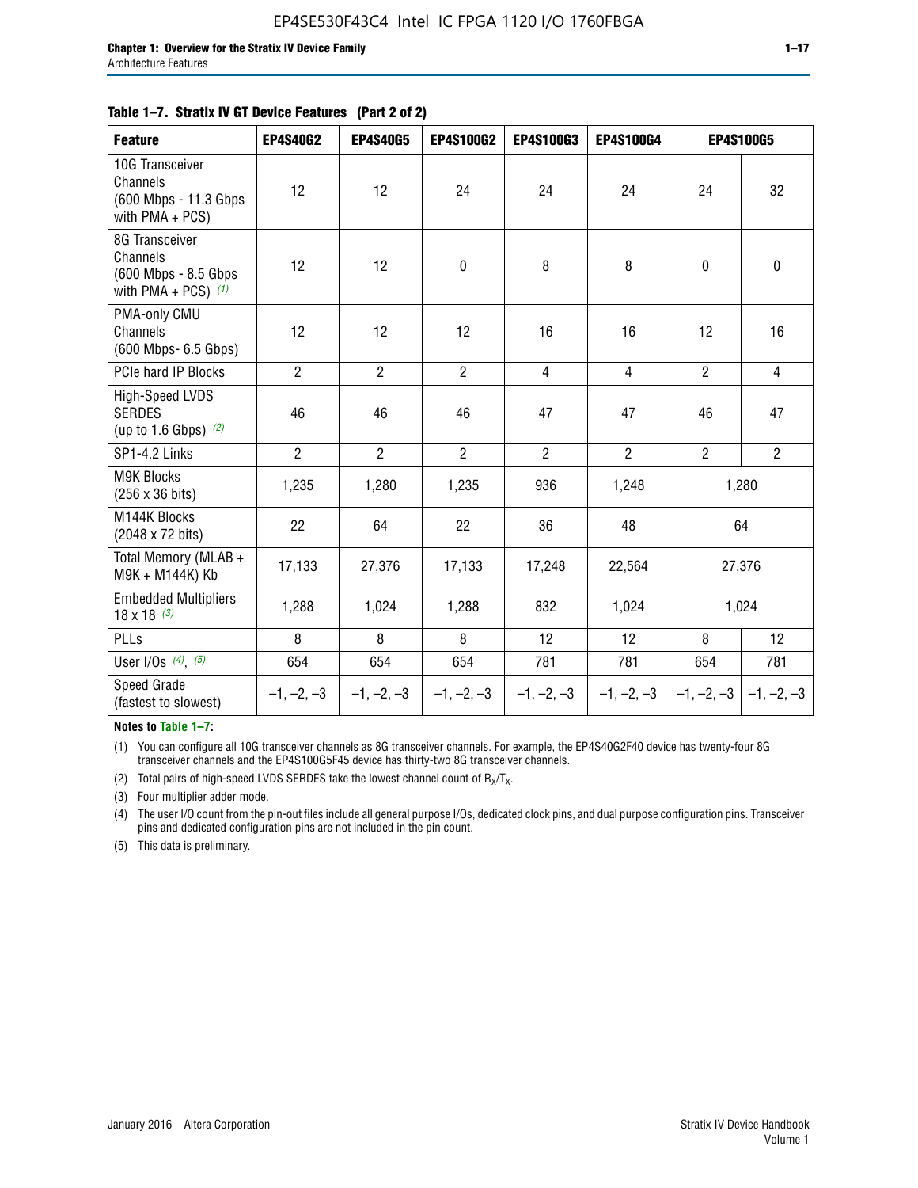**Table 1–7. Stratix IV GT Device Features (Part 2 of 2)**

| Feature | EP4S40G2 | EP4S40G5 | EP4S100G2 | EP4S100G3 | EP4S100G4 | EP4S100G5 | |
|---|---|---|---|---|---|---|---|
| 10G Transceiver Channels (600 Mbps - 11.3 Gbps with PMA + PCS) | 12 | 12 | 24 | 24 | 24 | 24 | 32 |
| 8G Transceiver Channels (600 Mbps - 8.5 Gbps with PMA + PCS) (1) | 12 | 12 | 0 | 8 | 8 | 0 | 0 |
| PMA-only CMU Channels (600 Mbps- 6.5 Gbps) | 12 | 12 | 12 | 16 | 16 | 12 | 16 |
| PCIe hard IP Blocks | 2 | 2 | 2 | 4 | 4 | 2 | 4 |
| High-Speed LVDS SERDES (up to 1.6 Gbps) (2) | 46 | 46 | 46 | 47 | 47 | 46 | 47 |
| SP1-4.2 Links | 2 | 2 | 2 | 2 | 2 | 2 | 2 |
| M9K Blocks (256 x 36 bits) | 1,235 | 1,280 | 1,235 | 936 | 1,248 | 1,280 | |
| M144K Blocks (2048 x 72 bits) | 22 | 64 | 22 | 36 | 48 | 64 | |
| Total Memory (MLAB + M9K + M144K) Kb | 17,133 | 27,376 | 17,133 | 17,248 | 22,564 | 27,376 | |
| Embedded Multipliers 18 x 18 (3) | 1,288 | 1,024 | 1,288 | 832 | 1,024 | 1,024 | |
| PLLs | 8 | 8 | 8 | 12 | 12 | 8 | 12 |
| User I/Os (4), (5) | 654 | 654 | 654 | 781 | 781 | 654 | 781 |
| Speed Grade (fastest to slowest) | –1, –2, –3 | –1, –2, –3 | –1, –2, –3 | –1, –2, –3 | –1, –2, –3 | –1, –2, –3 | –1, –2, –3 |

**Notes to Table 1–7:**

(1) You can configure all 10G transceiver channels as 8G transceiver channels. For example, the EP4S40G2F40 device has twenty-four 8G transceiver channels and the EP4S100G5F45 device has thirty-two 8G transceiver channels.

(2) Total pairs of high-speed LVDS SERDES take the lowest channel count of $R_X/T_X$.

(3) Four multiplier adder mode.

(4) The user I/O count from the pin-out files include all general purpose I/Os, dedicated clock pins, and dual purpose configuration pins. Transceiver pins and dedicated configuration pins are not included in the pin count.

(5) This data is preliminary.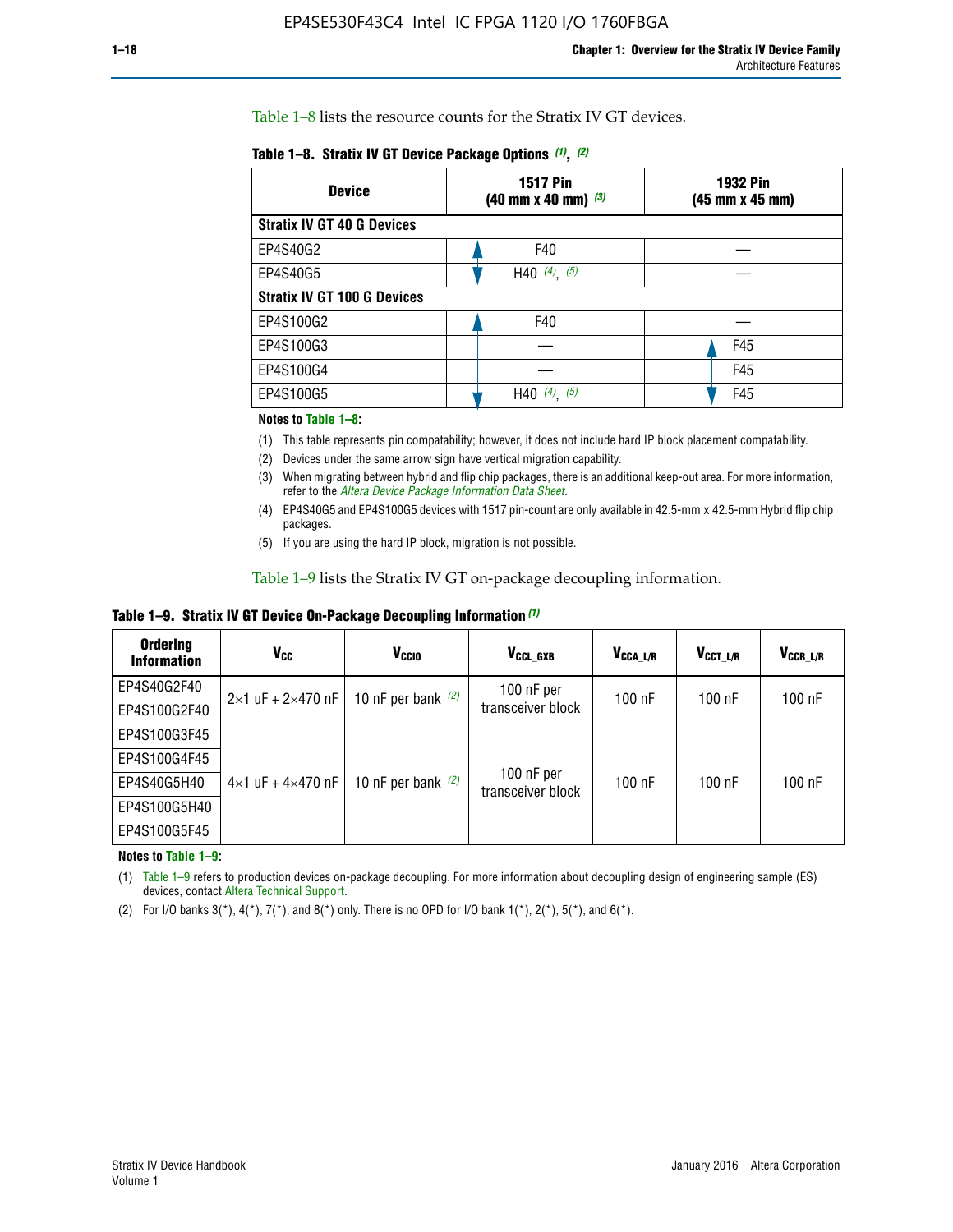Table 1–8 lists the resource counts for the Stratix IV GT devices.

**Table 1–8. Stratix IV GT Device Package Options (1), (2)**

| Device | 1517 Pin (40 mm x 40 mm) (3) | 1932 Pin (45 mm x 45 mm) |
|---|---|---|
| **Stratix IV GT 40 G Devices** | | |
| EP4S40G2 | F40 | — |
| EP4S40G5 | H40 (4), (5) | — |
| **Stratix IV GT 100 G Devices** | | |
| EP4S100G2 | F40 | — |
| EP4S100G3 | — | F45 |
| EP4S100G4 | — | F45 |
| EP4S100G5 | H40 (4), (5) | F45 |

**Notes to Table 1–8:**

(1) This table represents pin compatability; however, it does not include hard IP block placement compatability.

(2) Devices under the same arrow sign have vertical migration capability.

(3) When migrating between hybrid and flip chip packages, there is an additional keep-out area. For more information, refer to the *Altera Device Package Information Data Sheet*.

(4) EP4S40G5 and EP4S100G5 devices with 1517 pin-count are only available in 42.5-mm x 42.5-mm Hybrid flip chip packages.

(5) If you are using the hard IP block, migration is not possible.

Table 1–9 lists the Stratix IV GT on-package decoupling information.

**Table 1–9. Stratix IV GT Device On-Package Decoupling Information (1)**

| Ordering Information | $V_{CC}$ | $V_{CCIO}$ | $V_{CCL\_GXB}$ | $V_{CCA\_L/R}$ | $V_{CCT\_L/R}$ | $V_{CCR\_L/R}$ |
|---|---|---|---|---|---|---|
| EP4S40G2F40 | 2×1 uF + 2×470 nF | 10 nF per bank (2) | 100 nF per transceiver block | 100 nF | 100 nF | 100 nF |
| EP4S100G2F40 | | | | | | |
| EP4S100G3F45 | 4×1 uF + 4×470 nF | 10 nF per bank (2) | 100 nF per transceiver block | 100 nF | 100 nF | 100 nF |
| EP4S100G4F45 | | | | | | |
| EP4S40G5H40 | | | | | | |
| EP4S100G5H40 | | | | | | |
| EP4S100G5F45 | | | | | | |

**Notes to Table 1–9:**

(1) Table 1–9 refers to production devices on-package decoupling. For more information about decoupling design of engineering sample (ES) devices, contact Altera Technical Support.

(2) For I/O banks 3(*), 4(*), 7(*), and 8(*) only. There is no OPD for I/O bank 1(*), 2(*), 5(*), and 6(*).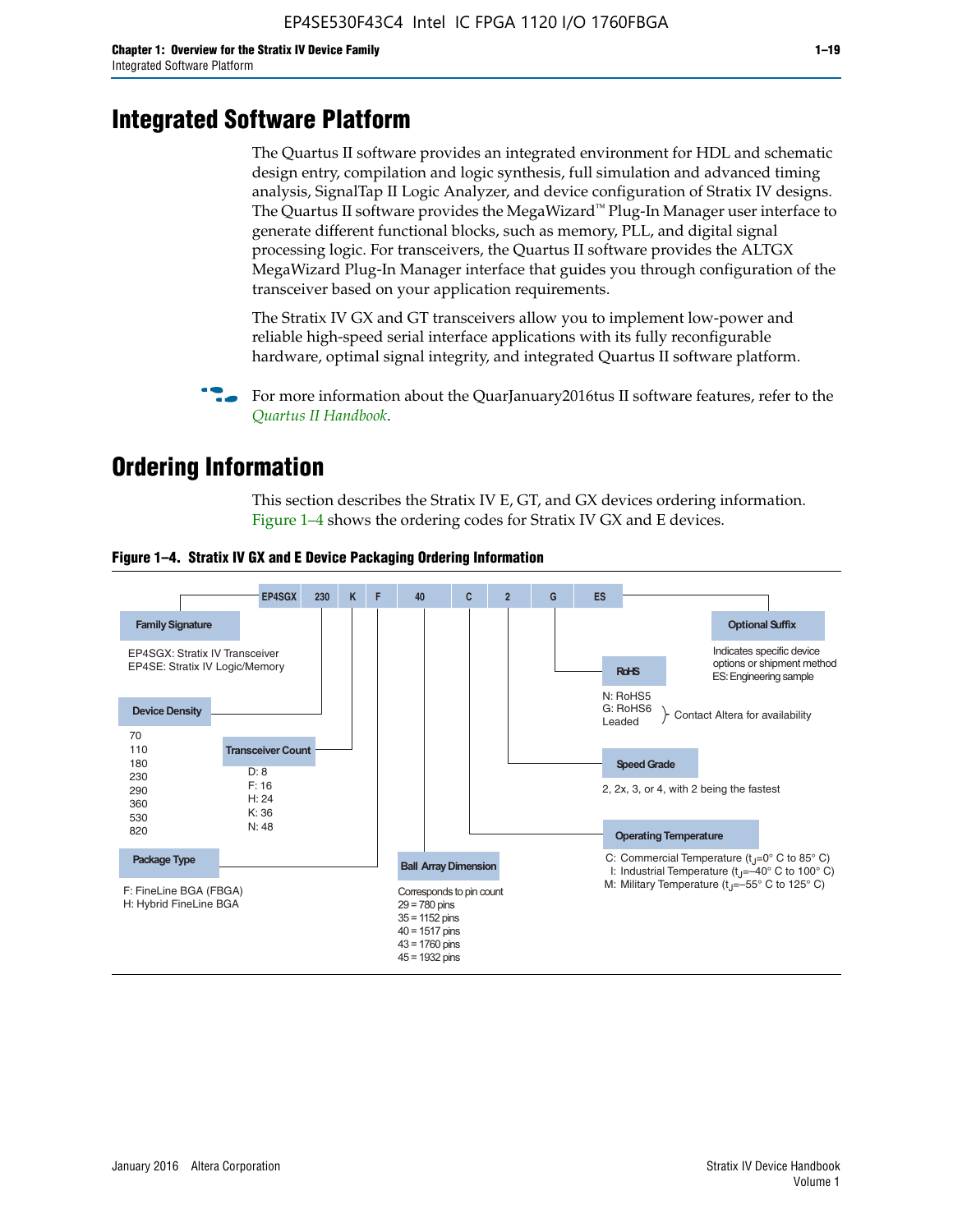# Integrated Software Platform

The Quartus II software provides an integrated environment for HDL and schematic design entry, compilation and logic synthesis, full simulation and advanced timing analysis, SignalTap II Logic Analyzer, and device configuration of Stratix IV designs. The Quartus II software provides the MegaWizard™ Plug-In Manager user interface to generate different functional blocks, such as memory, PLL, and digital signal processing logic. For transceivers, the Quartus II software provides the ALTGX MegaWizard Plug-In Manager interface that guides you through configuration of the transceiver based on your application requirements.

The Stratix IV GX and GT transceivers allow you to implement low-power and reliable high-speed serial interface applications with its fully reconfigurable hardware, optimal signal integrity, and integrated Quartus II software platform.

For more information about the QuarJanuary2016tus II software features, refer to the *Quartus II Handbook*.

# Ordering Information

This section describes the Stratix IV E, GT, and GX devices ordering information. Figure 1–4 shows the ordering codes for Stratix IV GX and E devices.

**Figure 1–4. Stratix IV GX and E Device Packaging Ordering Information**

EP4SGX 230 K F 40 C 2 G ES

**Family Signature**
- EP4SGX: Stratix IV Transceiver
- EP4SE: Stratix IV Logic/Memory

**Device Density**
70, 110, 180, 230, 290, 360, 530, 820

**Transceiver Count**
- D: 8
- F: 16
- H: 24
- K: 36
- N: 48

**Package Type**
- F: FineLine BGA (FBGA)
- H: Hybrid FineLine BGA

**Ball Array Dimension**
Corresponds to pin count
- 29 = 780 pins
- 35 = 1152 pins
- 40 = 1517 pins
- 43 = 1760 pins
- 45 = 1932 pins

**Operating Temperature**
- C: Commercial Temperature ($t_J$=0° C to 85° C)
- I: Industrial Temperature ($t_J$=–40° C to 100° C)
- M: Military Temperature ($t_J$=–55° C to 125° C)

**Speed Grade**
2, 2x, 3, or 4, with 2 being the fastest

**RoHS**
- N: RoHS5
- G: RoHS6
- Leaded

Contact Altera for availability

**Optional Suffix**
Indicates specific device options or shipment method
ES: Engineering sample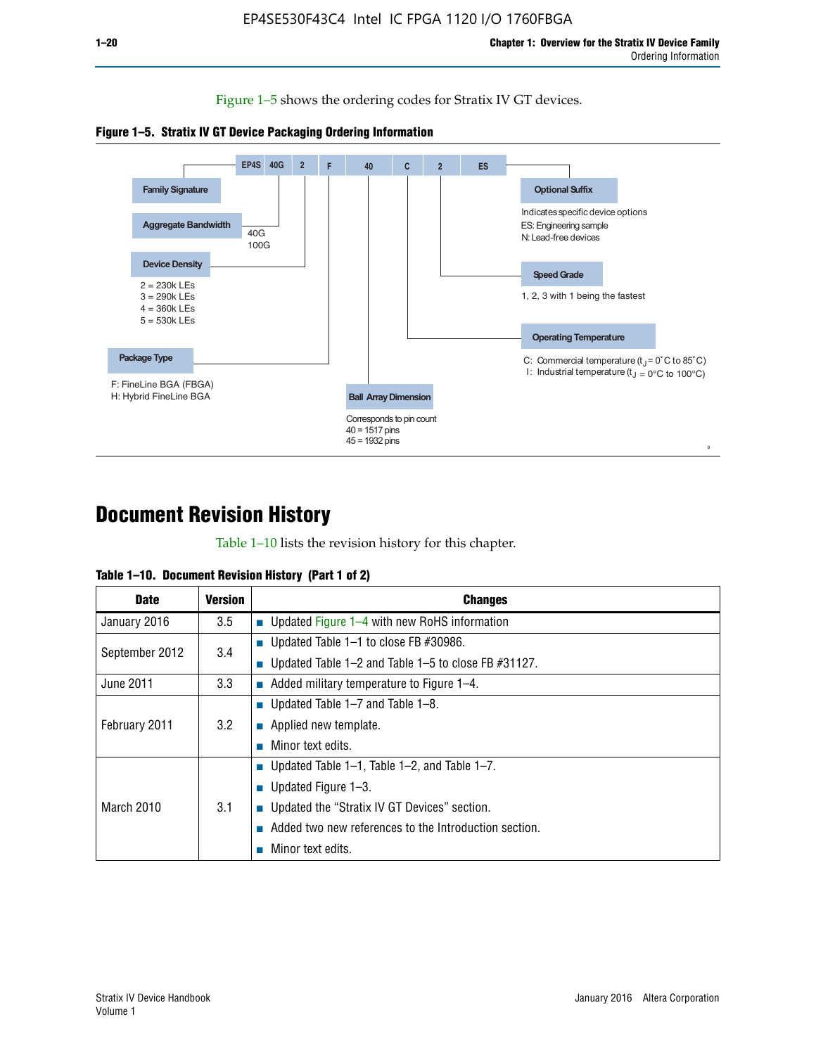Figure 1–5 shows the ordering codes for Stratix IV GT devices.

**Figure 1–5. Stratix IV GT Device Packaging Ordering Information**

EP4S 40G 2 F 40 C 2 ES

- **Family Signature**
- **Aggregate Bandwidth**
  - 40G
  - 100G
- **Device Density**
  - 2 = 230k LEs
  - 3 = 290k LEs
  - 4 = 360k LEs
  - 5 = 530k LEs
- **Package Type**
  - F: FineLine BGA (FBGA)
  - H: Hybrid FineLine BGA
- **Ball Array Dimension**
  - Corresponds to pin count
  - 40 = 1517 pins
  - 45 = 1932 pins
- **Operating Temperature**
  - C: Commercial temperature ($t_J$ = 0°C to 85°C)
  - I: Industrial temperature ($t_J$ = 0°C to 100°C)
- **Speed Grade**
  - 1, 2, 3 with 1 being the fastest
- **Optional Suffix**
  - Indicates specific device options
  - ES: Engineering sample
  - N: Lead-free devices

# Document Revision History

Table 1–10 lists the revision history for this chapter.

**Table 1–10. Document Revision History (Part 1 of 2)**

| Date | Version | Changes |
|---|---|---|
| January 2016 | 3.5 | ■ Updated Figure 1–4 with new RoHS information |
| September 2012 | 3.4 | ■ Updated Table 1–1 to close FB #30986.<br>■ Updated Table 1–2 and Table 1–5 to close FB #31127. |
| June 2011 | 3.3 | ■ Added military temperature to Figure 1–4. |
| February 2011 | 3.2 | ■ Updated Table 1–7 and Table 1–8.<br>■ Applied new template.<br>■ Minor text edits. |
| March 2010 | 3.1 | ■ Updated Table 1–1, Table 1–2, and Table 1–7.<br>■ Updated Figure 1–3.<br>■ Updated the “Stratix IV GT Devices” section.<br>■ Added two new references to the Introduction section.<br>■ Minor text edits. |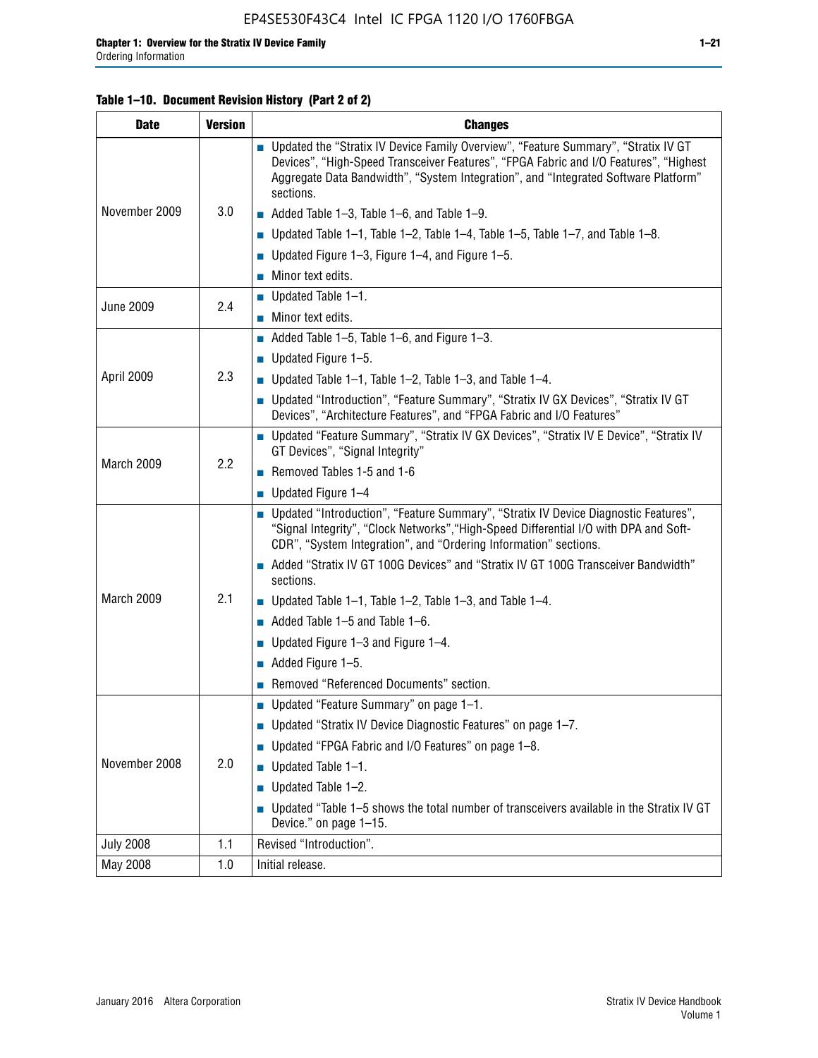**Table 1–10. Document Revision History (Part 2 of 2)**

| Date | Version | Changes |
|---|---|---|
| November 2009 | 3.0 | ■ Updated the “Stratix IV Device Family Overview”, “Feature Summary”, “Stratix IV GT Devices”, “High-Speed Transceiver Features”, “FPGA Fabric and I/O Features”, “Highest Aggregate Data Bandwidth”, “System Integration”, and “Integrated Software Platform” sections.<br>■ Added Table 1–3, Table 1–6, and Table 1–9.<br>■ Updated Table 1–1, Table 1–2, Table 1–4, Table 1–5, Table 1–7, and Table 1–8.<br>■ Updated Figure 1–3, Figure 1–4, and Figure 1–5.<br>■ Minor text edits. |
| June 2009 | 2.4 | ■ Updated Table 1–1.<br>■ Minor text edits. |
| April 2009 | 2.3 | ■ Added Table 1–5, Table 1–6, and Figure 1–3.<br>■ Updated Figure 1–5.<br>■ Updated Table 1–1, Table 1–2, Table 1–3, and Table 1–4.<br>■ Updated “Introduction”, “Feature Summary”, “Stratix IV GX Devices”, “Stratix IV GT Devices”, “Architecture Features”, and “FPGA Fabric and I/O Features” |
| March 2009 | 2.2 | ■ Updated “Feature Summary”, “Stratix IV GX Devices”, “Stratix IV E Device”, “Stratix IV GT Devices”, “Signal Integrity”<br>■ Removed Tables 1-5 and 1-6<br>■ Updated Figure 1–4 |
| March 2009 | 2.1 | ■ Updated “Introduction”, “Feature Summary”, “Stratix IV Device Diagnostic Features”, “Signal Integrity”, “Clock Networks”,“High-Speed Differential I/O with DPA and Soft-CDR”, “System Integration”, and “Ordering Information” sections.<br>■ Added “Stratix IV GT 100G Devices” and “Stratix IV GT 100G Transceiver Bandwidth” sections.<br>■ Updated Table 1–1, Table 1–2, Table 1–3, and Table 1–4.<br>■ Added Table 1–5 and Table 1–6.<br>■ Updated Figure 1–3 and Figure 1–4.<br>■ Added Figure 1–5.<br>■ Removed “Referenced Documents” section. |
| November 2008 | 2.0 | ■ Updated “Feature Summary” on page 1–1.<br>■ Updated “Stratix IV Device Diagnostic Features” on page 1–7.<br>■ Updated “FPGA Fabric and I/O Features” on page 1–8.<br>■ Updated Table 1–1.<br>■ Updated Table 1–2.<br>■ Updated “Table 1–5 shows the total number of transceivers available in the Stratix IV GT Device.” on page 1–15. |
| July 2008 | 1.1 | Revised “Introduction”. |
| May 2008 | 1.0 | Initial release. |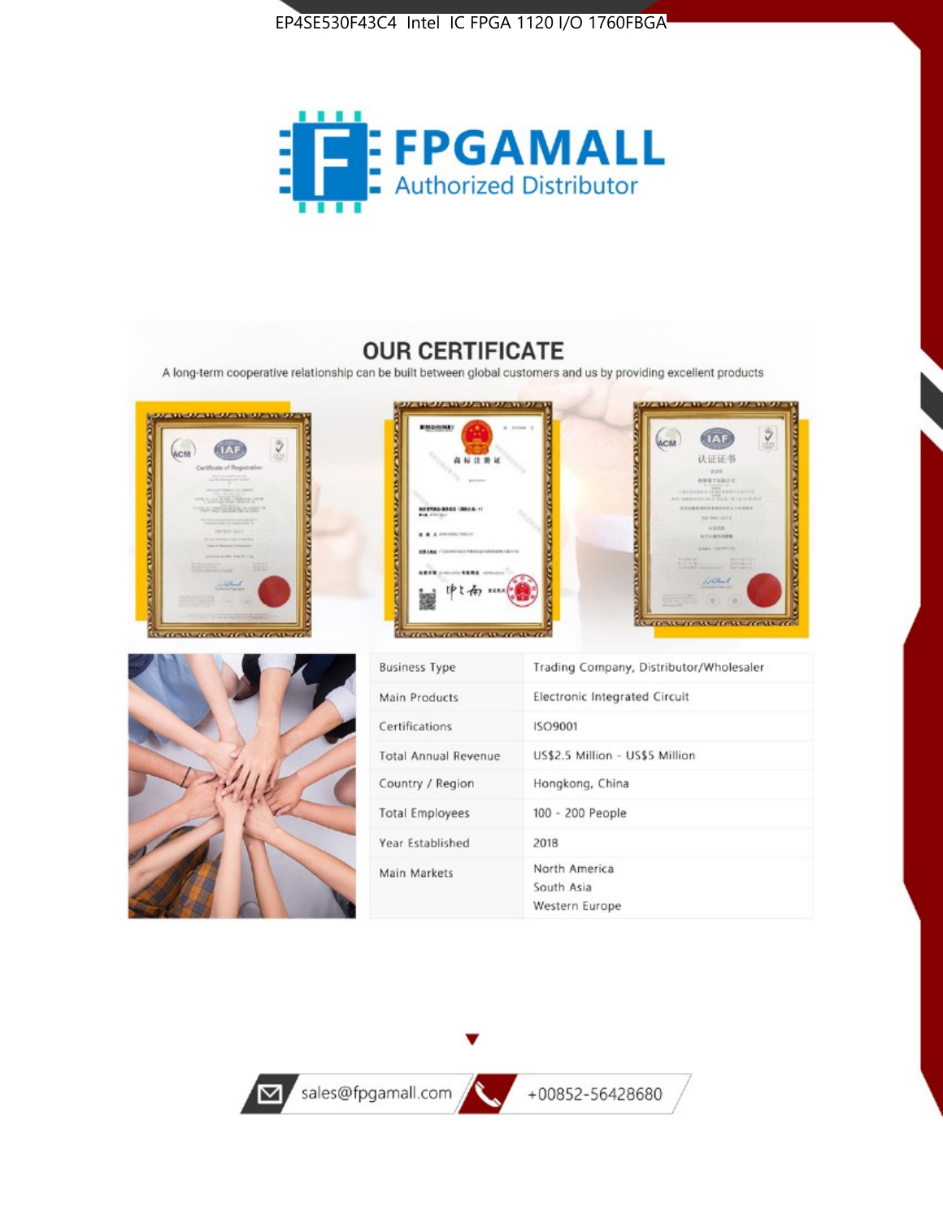FPGAMALL
Authorized Distributor

## OUR CERTIFICATE

A long-term cooperative relationship can be built between global customers and us by providing excellent products

| | |
|---|---|
| Business Type | Trading Company, Distributor/Wholesaler |
| Main Products | Electronic Integrated Circuit |
| Certifications | ISO9001 |
| Total Annual Revenue | US$2.5 Million - US$5 Million |
| Country / Region | Hongkong, China |
| Total Employees | 100 - 200 People |
| Year Established | 2018 |
| Main Markets | North America<br>South Asia<br>Western Europe |

sales@fpgamall.com

+00852-56428680